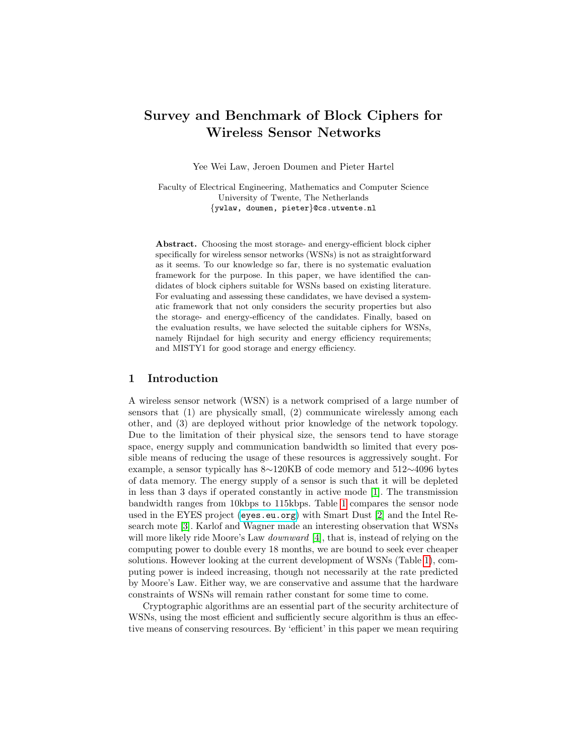# Survey and Benchmark of Block Ciphers for Wireless Sensor Networks

Yee Wei Law, Jeroen Doumen and Pieter Hartel

Faculty of Electrical Engineering, Mathematics and Computer Science
University of Twente, The Netherlands
{ywlaw, doumen, pieter}@cs.utwente.nl

**Abstract.** Choosing the most storage- and energy-efficient block cipher specifically for wireless sensor networks (WSNs) is not as straightforward as it seems. To our knowledge so far, there is no systematic evaluation framework for the purpose. In this paper, we have identified the candidates of block ciphers suitable for WSNs based on existing literature. For evaluating and assessing these candidates, we have devised a systematic framework that not only considers the security properties but also the storage- and energy-efficency of the candidates. Finally, based on the evaluation results, we have selected the suitable ciphers for WSNs, namely Rijndael for high security and energy efficiency requirements; and MISTY1 for good storage and energy efficiency.

## 1 Introduction

A wireless sensor network (WSN) is a network comprised of a large number of sensors that (1) are physically small, (2) communicate wirelessly among each other, and (3) are deployed without prior knowledge of the network topology. Due to the limitation of their physical size, the sensors tend to have storage space, energy supply and communication bandwidth so limited that every possible means of reducing the usage of these resources is aggressively sought. For example, a sensor typically has 8∼120KB of code memory and 512∼4096 bytes of data memory. The energy supply of a sensor is such that it will be depleted in less than 3 days if operated constantly in active mode [1]. The transmission bandwidth ranges from 10kbps to 115kbps. Table 1 compares the sensor node used in the EYES project (`eyes.eu.org`) with Smart Dust [2] and the Intel Research mote [3]. Karlof and Wagner made an interesting observation that WSNs will more likely ride Moore's Law *downward* [4], that is, instead of relying on the computing power to double every 18 months, we are bound to seek ever cheaper solutions. However looking at the current development of WSNs (Table 1), computing power is indeed increasing, though not necessarily at the rate predicted by Moore's Law. Either way, we are conservative and assume that the hardware constraints of WSNs will remain rather constant for some time to come.

Cryptographic algorithms are an essential part of the security architecture of WSNs, using the most efficient and sufficiently secure algorithm is thus an effective means of conserving resources. By 'efficient' in this paper we mean requiring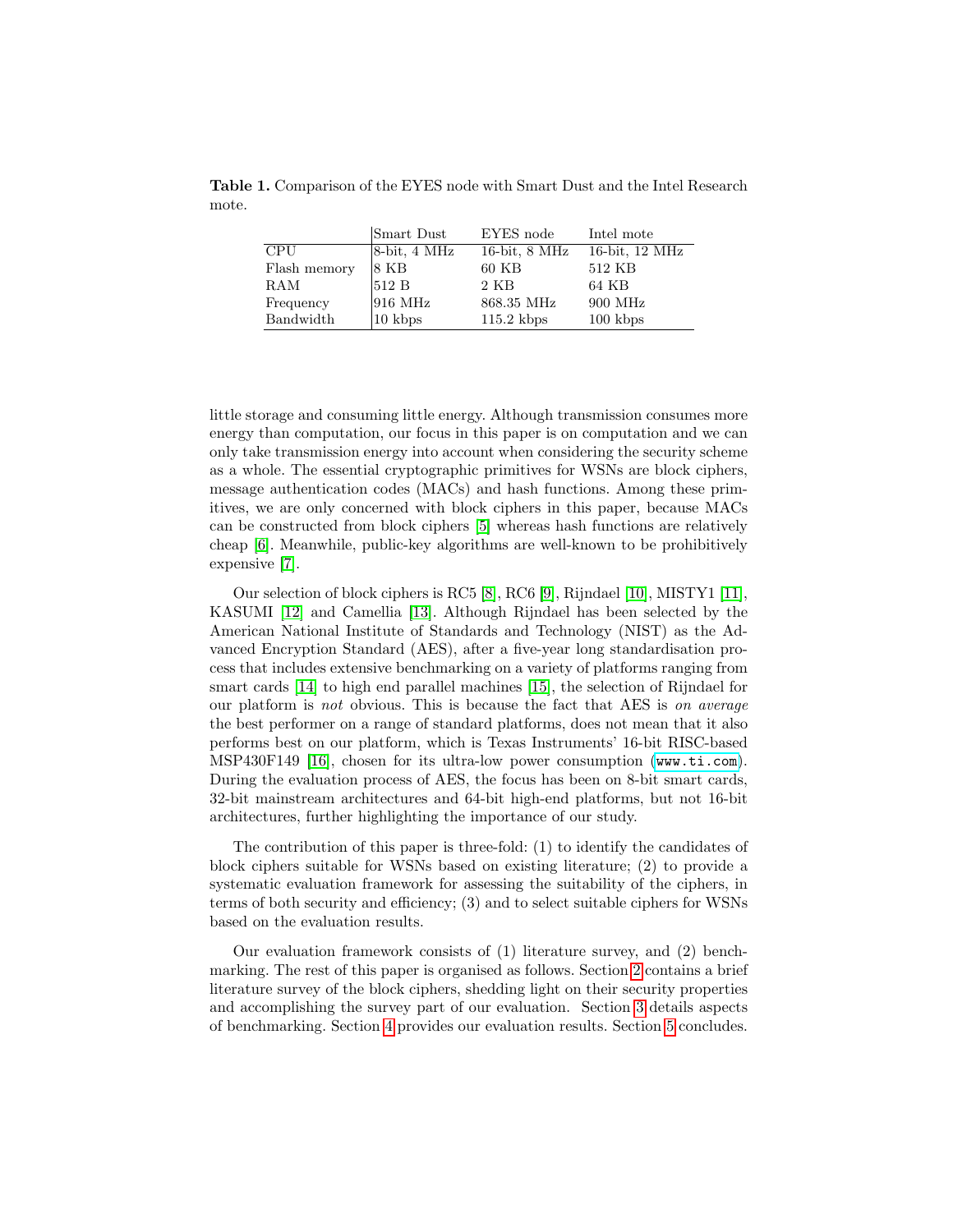**Table 1.** Comparison of the EYES node with Smart Dust and the Intel Research mote.

| | Smart Dust | EYES node | Intel mote |
|---|---|---|---|
| CPU | 8-bit, 4 MHz | 16-bit, 8 MHz | 16-bit, 12 MHz |
| Flash memory | 8 KB | 60 KB | 512 KB |
| RAM | 512 B | 2 KB | 64 KB |
| Frequency | 916 MHz | 868.35 MHz | 900 MHz |
| Bandwidth | 10 kbps | 115.2 kbps | 100 kbps |

little storage and consuming little energy. Although transmission consumes more energy than computation, our focus in this paper is on computation and we can only take transmission energy into account when considering the security scheme as a whole. The essential cryptographic primitives for WSNs are block ciphers, message authentication codes (MACs) and hash functions. Among these primitives, we are only concerned with block ciphers in this paper, because MACs can be constructed from block ciphers [5] whereas hash functions are relatively cheap [6]. Meanwhile, public-key algorithms are well-known to be prohibitively expensive [7].

Our selection of block ciphers is RC5 [8], RC6 [9], Rijndael [10], MISTY1 [11], KASUMI [12] and Camellia [13]. Although Rijndael has been selected by the American National Institute of Standards and Technology (NIST) as the Advanced Encryption Standard (AES), after a five-year long standardisation process that includes extensive benchmarking on a variety of platforms ranging from smart cards [14] to high end parallel machines [15], the selection of Rijndael for our platform is *not* obvious. This is because the fact that AES is *on average* the best performer on a range of standard platforms, does not mean that it also performs best on our platform, which is Texas Instruments' 16-bit RISC-based MSP430F149 [16], chosen for its ultra-low power consumption (`www.ti.com`). During the evaluation process of AES, the focus has been on 8-bit smart cards, 32-bit mainstream architectures and 64-bit high-end platforms, but not 16-bit architectures, further highlighting the importance of our study.

The contribution of this paper is three-fold: (1) to identify the candidates of block ciphers suitable for WSNs based on existing literature; (2) to provide a systematic evaluation framework for assessing the suitability of the ciphers, in terms of both security and efficiency; (3) and to select suitable ciphers for WSNs based on the evaluation results.

Our evaluation framework consists of (1) literature survey, and (2) benchmarking. The rest of this paper is organised as follows. Section 2 contains a brief literature survey of the block ciphers, shedding light on their security properties and accomplishing the survey part of our evaluation. Section 3 details aspects of benchmarking. Section 4 provides our evaluation results. Section 5 concludes.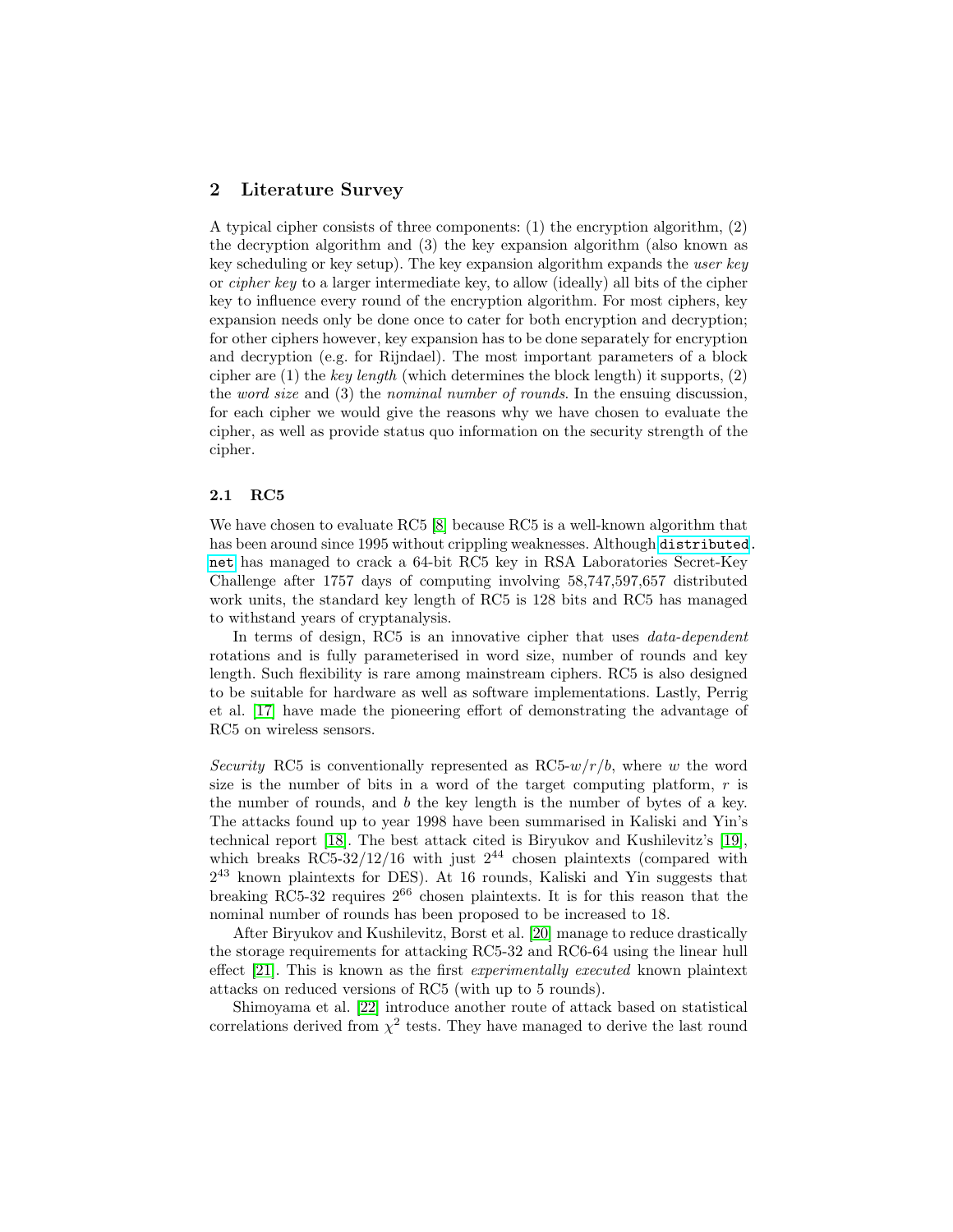## 2 Literature Survey

A typical cipher consists of three components: (1) the encryption algorithm, (2) the decryption algorithm and (3) the key expansion algorithm (also known as key scheduling or key setup). The key expansion algorithm expands the *user key* or *cipher key* to a larger intermediate key, to allow (ideally) all bits of the cipher key to influence every round of the encryption algorithm. For most ciphers, key expansion needs only be done once to cater for both encryption and decryption; for other ciphers however, key expansion has to be done separately for encryption and decryption (e.g. for Rijndael). The most important parameters of a block cipher are (1) the *key length* (which determines the block length) it supports, (2) the *word size* and (3) the *nominal number of rounds*. In the ensuing discussion, for each cipher we would give the reasons why we have chosen to evaluate the cipher, as well as provide status quo information on the security strength of the cipher.

### 2.1 RC5

We have chosen to evaluate RC5 [8] because RC5 is a well-known algorithm that has been around since 1995 without crippling weaknesses. Although `distributed.net` has managed to crack a 64-bit RC5 key in RSA Laboratories Secret-Key Challenge after 1757 days of computing involving 58,747,597,657 distributed work units, the standard key length of RC5 is 128 bits and RC5 has managed to withstand years of cryptanalysis.

In terms of design, RC5 is an innovative cipher that uses *data-dependent* rotations and is fully parameterised in word size, number of rounds and key length. Such flexibility is rare among mainstream ciphers. RC5 is also designed to be suitable for hardware as well as software implementations. Lastly, Perrig et al. [17] have made the pioneering effort of demonstrating the advantage of RC5 on wireless sensors.

*Security* RC5 is conventionally represented as RC5-$w/r/b$, where $w$ the word size is the number of bits in a word of the target computing platform, $r$ is the number of rounds, and $b$ the key length is the number of bytes of a key. The attacks found up to year 1998 have been summarised in Kaliski and Yin's technical report [18]. The best attack cited is Biryukov and Kushilevitz's [19], which breaks RC5-32/12/16 with just $2^{44}$ chosen plaintexts (compared with $2^{43}$ known plaintexts for DES). At 16 rounds, Kaliski and Yin suggests that breaking RC5-32 requires $2^{66}$ chosen plaintexts. It is for this reason that the nominal number of rounds has been proposed to be increased to 18.

After Biryukov and Kushilevitz, Borst et al. [20] manage to reduce drastically the storage requirements for attacking RC5-32 and RC6-64 using the linear hull effect [21]. This is known as the first *experimentally executed* known plaintext attacks on reduced versions of RC5 (with up to 5 rounds).

Shimoyama et al. [22] introduce another route of attack based on statistical correlations derived from $\chi^2$ tests. They have managed to derive the last round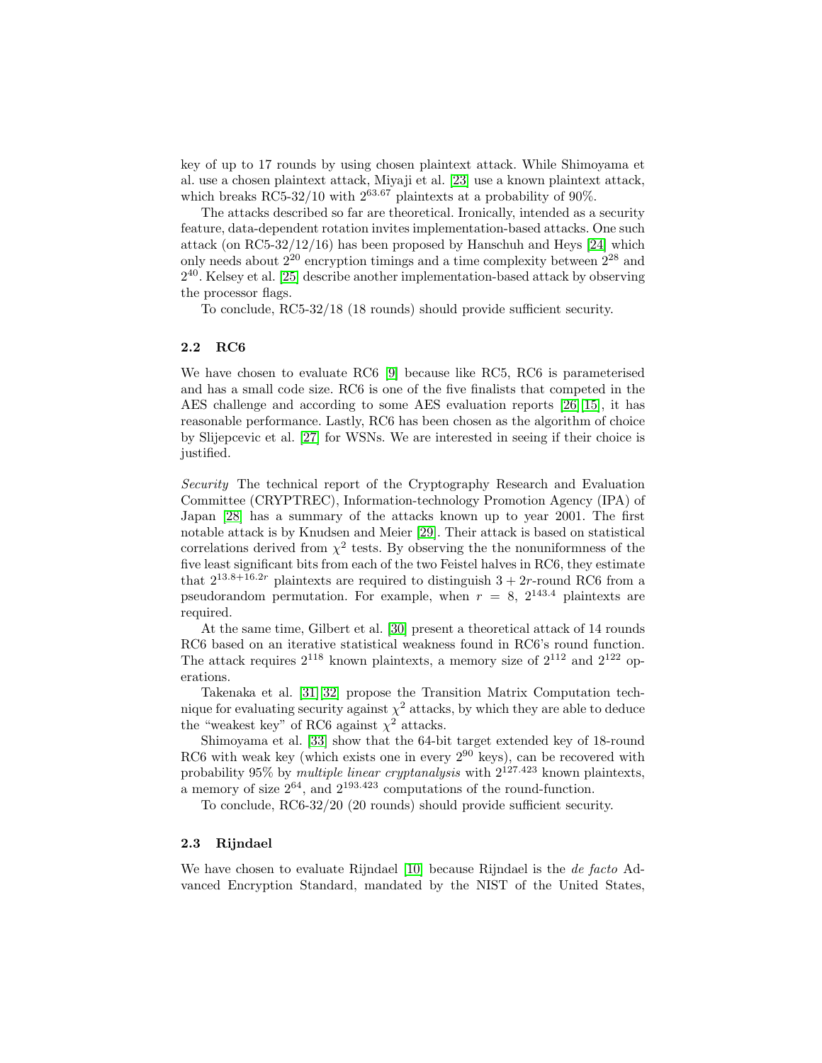key of up to 17 rounds by using chosen plaintext attack. While Shimoyama et al. use a chosen plaintext attack, Miyaji et al. [23] use a known plaintext attack, which breaks RC5-32/10 with $2^{63.67}$ plaintexts at a probability of 90%.

The attacks described so far are theoretical. Ironically, intended as a security feature, data-dependent rotation invites implementation-based attacks. One such attack (on RC5-32/12/16) has been proposed by Hanschuh and Heys [24] which only needs about $2^{20}$ encryption timings and a time complexity between $2^{28}$ and $2^{40}$. Kelsey et al. [25] describe another implementation-based attack by observing the processor flags.

To conclude, RC5-32/18 (18 rounds) should provide sufficient security.

### 2.2 RC6

We have chosen to evaluate RC6 [9] because like RC5, RC6 is parameterised and has a small code size. RC6 is one of the five finalists that competed in the AES challenge and according to some AES evaluation reports [26][15], it has reasonable performance. Lastly, RC6 has been chosen as the algorithm of choice by Slijepcevic et al. [27] for WSNs. We are interested in seeing if their choice is justified.

*Security* The technical report of the Cryptography Research and Evaluation Committee (CRYPTREC), Information-technology Promotion Agency (IPA) of Japan [28] has a summary of the attacks known up to year 2001. The first notable attack is by Knudsen and Meier [29]. Their attack is based on statistical correlations derived from $\chi^2$ tests. By observing the the nonuniformness of the five least significant bits from each of the two Feistel halves in RC6, they estimate that $2^{13.8+16.2r}$ plaintexts are required to distinguish $3+2r$-round RC6 from a pseudorandom permutation. For example, when $r = 8$, $2^{143.4}$ plaintexts are required.

At the same time, Gilbert et al. [30] present a theoretical attack of 14 rounds RC6 based on an iterative statistical weakness found in RC6's round function. The attack requires $2^{118}$ known plaintexts, a memory size of $2^{112}$ and $2^{122}$ operations.

Takenaka et al. [31][32] propose the Transition Matrix Computation technique for evaluating security against $\chi^2$ attacks, by which they are able to deduce the "weakest key" of RC6 against $\chi^2$ attacks.

Shimoyama et al. [33] show that the 64-bit target extended key of 18-round RC6 with weak key (which exists one in every $2^{90}$ keys), can be recovered with probability 95% by *multiple linear cryptanalysis* with $2^{127.423}$ known plaintexts, a memory of size $2^{64}$, and $2^{193.423}$ computations of the round-function.

To conclude, RC6-32/20 (20 rounds) should provide sufficient security.

### 2.3 Rijndael

We have chosen to evaluate Rijndael [10] because Rijndael is the *de facto* Advanced Encryption Standard, mandated by the NIST of the United States,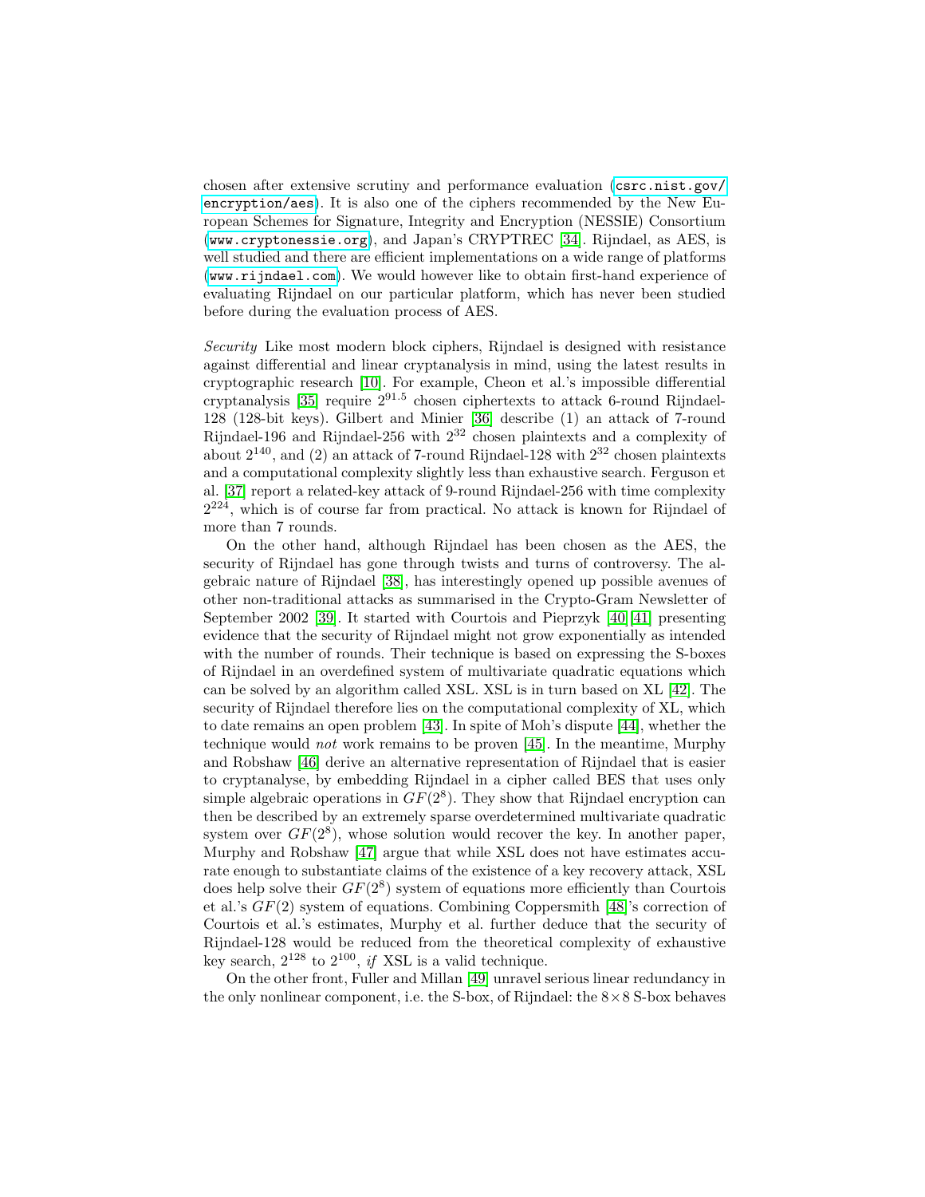chosen after extensive scrutiny and performance evaluation (csrc.nist.gov/encryption/aes). It is also one of the ciphers recommended by the New European Schemes for Signature, Integrity and Encryption (NESSIE) Consortium (www.cryptonessie.org), and Japan's CRYPTREC [34]. Rijndael, as AES, is well studied and there are efficient implementations on a wide range of platforms (www.rijndael.com). We would however like to obtain first-hand experience of evaluating Rijndael on our particular platform, which has never been studied before during the evaluation process of AES.

*Security* Like most modern block ciphers, Rijndael is designed with resistance against differential and linear cryptanalysis in mind, using the latest results in cryptographic research [10]. For example, Cheon et al.'s impossible differential cryptanalysis [35] require $2^{91.5}$ chosen ciphertexts to attack 6-round Rijndael-128 (128-bit keys). Gilbert and Minier [36] describe (1) an attack of 7-round Rijndael-196 and Rijndael-256 with $2^{32}$ chosen plaintexts and a complexity of about $2^{140}$, and (2) an attack of 7-round Rijndael-128 with $2^{32}$ chosen plaintexts and a computational complexity slightly less than exhaustive search. Ferguson et al. [37] report a related-key attack of 9-round Rijndael-256 with time complexity $2^{224}$, which is of course far from practical. No attack is known for Rijndael of more than 7 rounds.

On the other hand, although Rijndael has been chosen as the AES, the security of Rijndael has gone through twists and turns of controversy. The algebraic nature of Rijndael [38], has interestingly opened up possible avenues of other non-traditional attacks as summarised in the Crypto-Gram Newsletter of September 2002 [39]. It started with Courtois and Pieprzyk [40][41] presenting evidence that the security of Rijndael might not grow exponentially as intended with the number of rounds. Their technique is based on expressing the S-boxes of Rijndael in an overdefined system of multivariate quadratic equations which can be solved by an algorithm called XSL. XSL is in turn based on XL [42]. The security of Rijndael therefore lies on the computational complexity of XL, which to date remains an open problem [43]. In spite of Moh's dispute [44], whether the technique would *not* work remains to be proven [45]. In the meantime, Murphy and Robshaw [46] derive an alternative representation of Rijndael that is easier to cryptanalyse, by embedding Rijndael in a cipher called BES that uses only simple algebraic operations in $GF(2^8)$. They show that Rijndael encryption can then be described by an extremely sparse overdetermined multivariate quadratic system over $GF(2^8)$, whose solution would recover the key. In another paper, Murphy and Robshaw [47] argue that while XSL does not have estimates accurate enough to substantiate claims of the existence of a key recovery attack, XSL does help solve their $GF(2^8)$ system of equations more efficiently than Courtois et al.'s $GF(2)$ system of equations. Combining Coppersmith [48]'s correction of Courtois et al.'s estimates, Murphy et al. further deduce that the security of Rijndael-128 would be reduced from the theoretical complexity of exhaustive key search, $2^{128}$ to $2^{100}$, *if* XSL is a valid technique.

On the other front, Fuller and Millan [49] unravel serious linear redundancy in the only nonlinear component, i.e. the S-box, of Rijndael: the $8 \times 8$ S-box behaves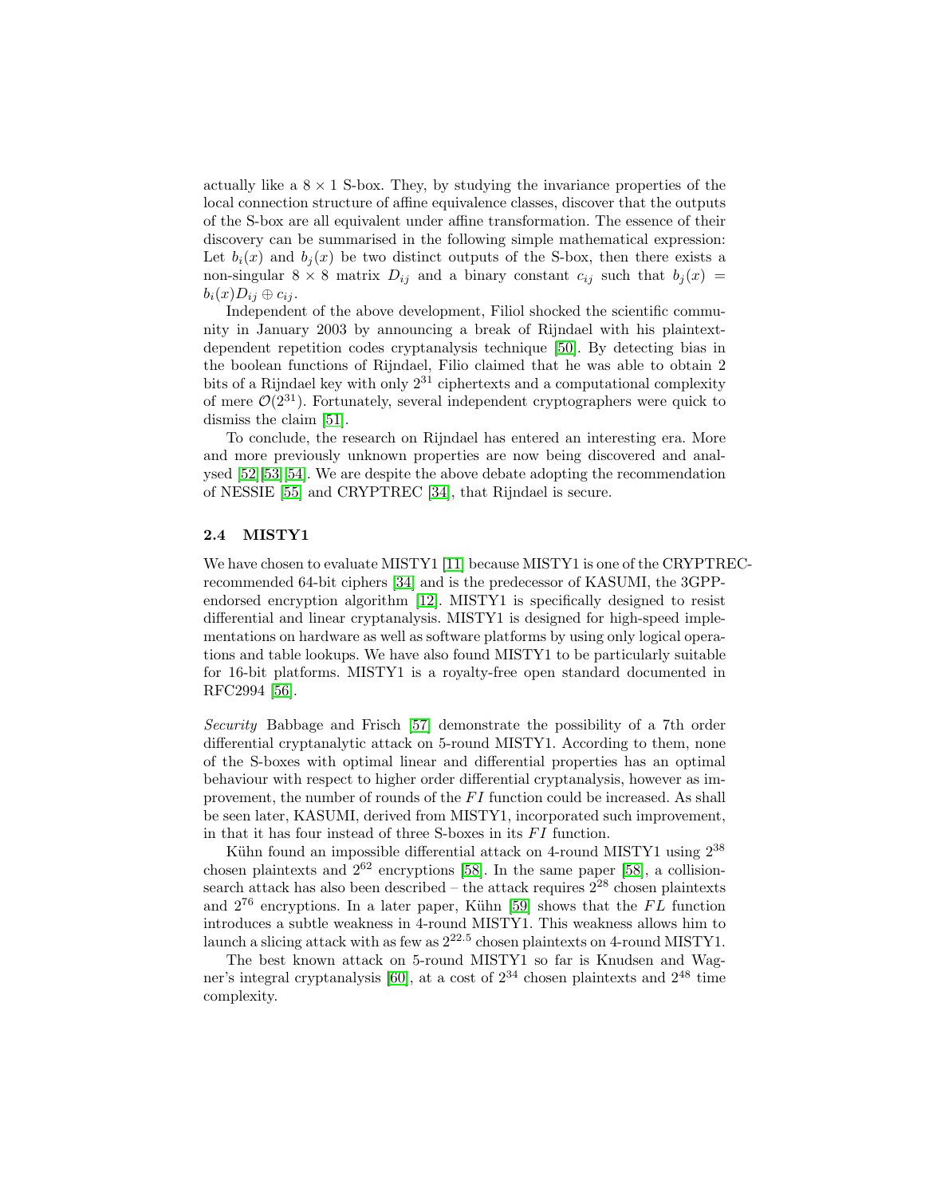actually like a $8 \times 1$ S-box. They, by studying the invariance properties of the local connection structure of affine equivalence classes, discover that the outputs of the S-box are all equivalent under affine transformation. The essence of their discovery can be summarised in the following simple mathematical expression: Let $b_i(x)$ and $b_j(x)$ be two distinct outputs of the S-box, then there exists a non-singular $8 \times 8$ matrix $D_{ij}$ and a binary constant $c_{ij}$ such that $b_j(x) = b_i(x)D_{ij} \oplus c_{ij}$.

Independent of the above development, Filiol shocked the scientific community in January 2003 by announcing a break of Rijndael with his plaintext-dependent repetition codes cryptanalysis technique [50]. By detecting bias in the boolean functions of Rijndael, Filio claimed that he was able to obtain 2 bits of a Rijndael key with only $2^{31}$ ciphertexts and a computational complexity of mere $\mathcal{O}(2^{31})$. Fortunately, several independent cryptographers were quick to dismiss the claim [51].

To conclude, the research on Rijndael has entered an interesting era. More and more previously unknown properties are now being discovered and analysed [52][53][54]. We are despite the above debate adopting the recommendation of NESSIE [55] and CRYPTREC [34], that Rijndael is secure.

### 2.4 MISTY1

We have chosen to evaluate MISTY1 [11] because MISTY1 is one of the CRYPTREC-recommended 64-bit ciphers [34] and is the predecessor of KASUMI, the 3GPP-endorsed encryption algorithm [12]. MISTY1 is specifically designed to resist differential and linear cryptanalysis. MISTY1 is designed for high-speed implementations on hardware as well as software platforms by using only logical operations and table lookups. We have also found MISTY1 to be particularly suitable for 16-bit platforms. MISTY1 is a royalty-free open standard documented in RFC2994 [56].

*Security* Babbage and Frisch [57] demonstrate the possibility of a 7th order differential cryptanalytic attack on 5-round MISTY1. According to them, none of the S-boxes with optimal linear and differential properties has an optimal behaviour with respect to higher order differential cryptanalysis, however as improvement, the number of rounds of the $FI$ function could be increased. As shall be seen later, KASUMI, derived from MISTY1, incorporated such improvement, in that it has four instead of three S-boxes in its $FI$ function.

Kühn found an impossible differential attack on 4-round MISTY1 using $2^{38}$ chosen plaintexts and $2^{62}$ encryptions [58]. In the same paper [58], a collision-search attack has also been described – the attack requires $2^{28}$ chosen plaintexts and $2^{76}$ encryptions. In a later paper, Kühn [59] shows that the $FL$ function introduces a subtle weakness in 4-round MISTY1. This weakness allows him to launch a slicing attack with as few as $2^{22.5}$ chosen plaintexts on 4-round MISTY1.

The best known attack on 5-round MISTY1 so far is Knudsen and Wagner's integral cryptanalysis [60], at a cost of $2^{34}$ chosen plaintexts and $2^{48}$ time complexity.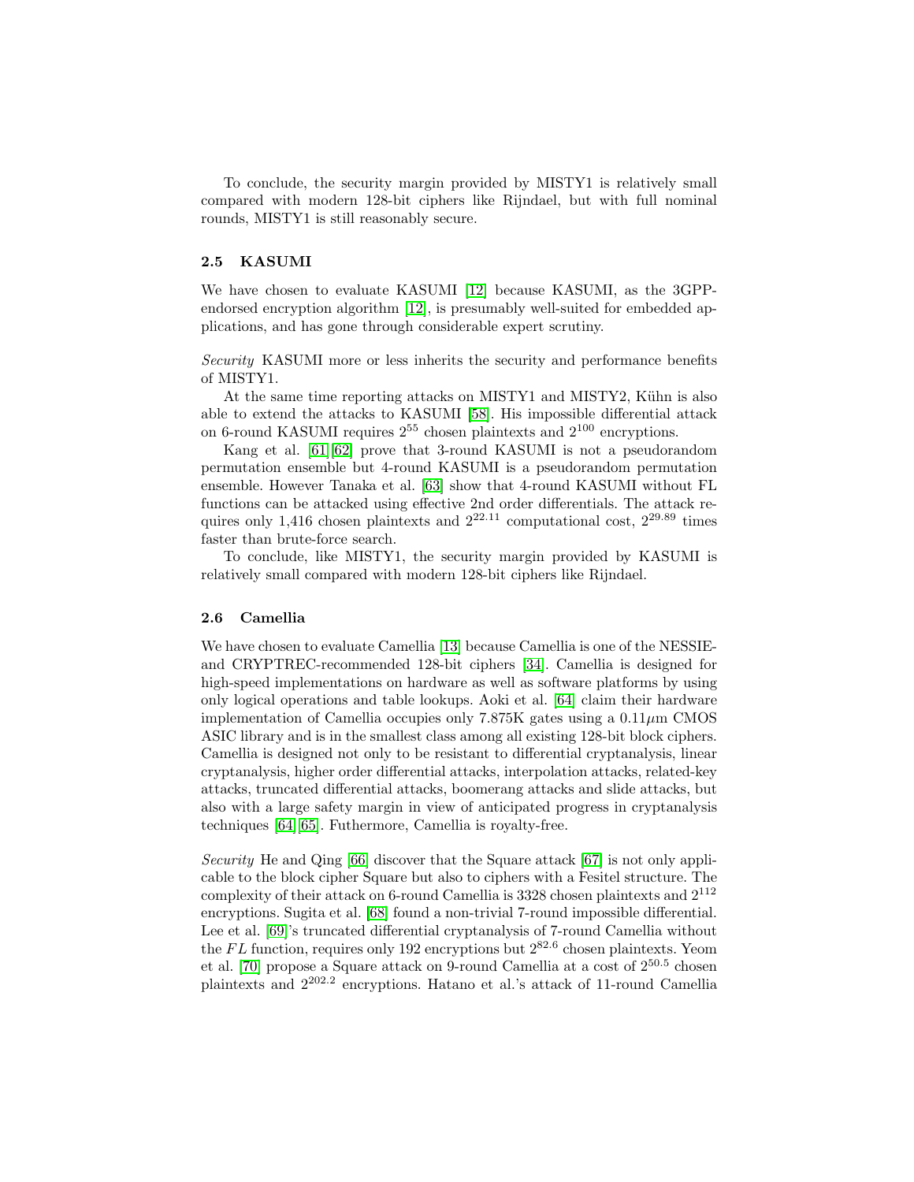To conclude, the security margin provided by MISTY1 is relatively small compared with modern 128-bit ciphers like Rijndael, but with full nominal rounds, MISTY1 is still reasonably secure.

### 2.5 KASUMI

We have chosen to evaluate KASUMI [12] because KASUMI, as the 3GPP-endorsed encryption algorithm [12], is presumably well-suited for embedded applications, and has gone through considerable expert scrutiny.

*Security* KASUMI more or less inherits the security and performance benefits of MISTY1.

At the same time reporting attacks on MISTY1 and MISTY2, Kühn is also able to extend the attacks to KASUMI [58]. His impossible differential attack on 6-round KASUMI requires $2^{55}$ chosen plaintexts and $2^{100}$ encryptions.

Kang et al. [61][62] prove that 3-round KASUMI is not a pseudorandom permutation ensemble but 4-round KASUMI is a pseudorandom permutation ensemble. However Tanaka et al. [63] show that 4-round KASUMI without FL functions can be attacked using effective 2nd order differentials. The attack requires only 1,416 chosen plaintexts and $2^{22.11}$ computational cost, $2^{29.89}$ times faster than brute-force search.

To conclude, like MISTY1, the security margin provided by KASUMI is relatively small compared with modern 128-bit ciphers like Rijndael.

### 2.6 Camellia

We have chosen to evaluate Camellia [13] because Camellia is one of the NESSIE- and CRYPTREC-recommended 128-bit ciphers [34]. Camellia is designed for high-speed implementations on hardware as well as software platforms by using only logical operations and table lookups. Aoki et al. [64] claim their hardware implementation of Camellia occupies only 7.875K gates using a 0.11$\mu$m CMOS ASIC library and is in the smallest class among all existing 128-bit block ciphers. Camellia is designed not only to be resistant to differential cryptanalysis, linear cryptanalysis, higher order differential attacks, interpolation attacks, related-key attacks, truncated differential attacks, boomerang attacks and slide attacks, but also with a large safety margin in view of anticipated progress in cryptanalysis techniques [64][65]. Futhermore, Camellia is royalty-free.

*Security* He and Qing [66] discover that the Square attack [67] is not only applicable to the block cipher Square but also to ciphers with a Fesitel structure. The complexity of their attack on 6-round Camellia is 3328 chosen plaintexts and $2^{112}$ encryptions. Sugita et al. [68] found a non-trivial 7-round impossible differential. Lee et al. [69]'s truncated differential cryptanalysis of 7-round Camellia without the $FL$ function, requires only 192 encryptions but $2^{82.6}$ chosen plaintexts. Yeom et al. [70] propose a Square attack on 9-round Camellia at a cost of $2^{50.5}$ chosen plaintexts and $2^{202.2}$ encryptions. Hatano et al.'s attack of 11-round Camellia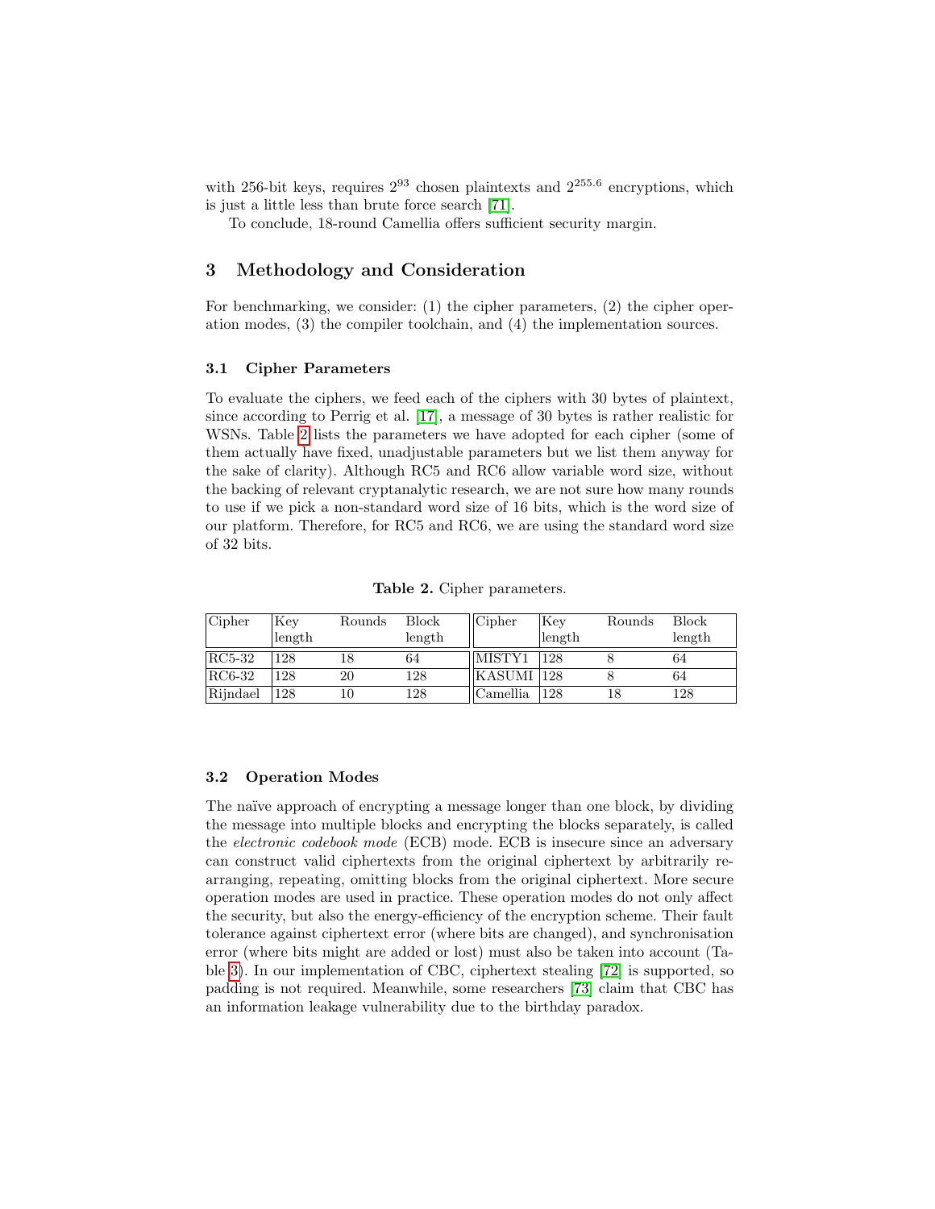with 256-bit keys, requires $2^{93}$ chosen plaintexts and $2^{255.6}$ encryptions, which is just a little less than brute force search [71].

To conclude, 18-round Camellia offers sufficient security margin.

## 3 Methodology and Consideration

For benchmarking, we consider: (1) the cipher parameters, (2) the cipher operation modes, (3) the compiler toolchain, and (4) the implementation sources.

### 3.1 Cipher Parameters

To evaluate the ciphers, we feed each of the ciphers with 30 bytes of plaintext, since according to Perrig et al. [17], a message of 30 bytes is rather realistic for WSNs. Table 2 lists the parameters we have adopted for each cipher (some of them actually have fixed, unadjustable parameters but we list them anyway for the sake of clarity). Although RC5 and RC6 allow variable word size, without the backing of relevant cryptanalytic research, we are not sure how many rounds to use if we pick a non-standard word size of 16 bits, which is the word size of our platform. Therefore, for RC5 and RC6, we are using the standard word size of 32 bits.

**Table 2.** Cipher parameters.

| Cipher | Key length | Rounds | Block length | Cipher | Key length | Rounds | Block length |
|---|---|---|---|---|---|---|---|
| RC5-32 | 128 | 18 | 64 | MISTY1 | 128 | 8 | 64 |
| RC6-32 | 128 | 20 | 128 | KASUMI | 128 | 8 | 64 |
| Rijndael | 128 | 10 | 128 | Camellia | 128 | 18 | 128 |

### 3.2 Operation Modes

The naïve approach of encrypting a message longer than one block, by dividing the message into multiple blocks and encrypting the blocks separately, is called the *electronic codebook mode* (ECB) mode. ECB is insecure since an adversary can construct valid ciphertexts from the original ciphertext by arbitrarily rearranging, repeating, omitting blocks from the original ciphertext. More secure operation modes are used in practice. These operation modes do not only affect the security, but also the energy-efficiency of the encryption scheme. Their fault tolerance against ciphertext error (where bits are changed), and synchronisation error (where bits might are added or lost) must also be taken into account (Table 3). In our implementation of CBC, ciphertext stealing [72] is supported, so padding is not required. Meanwhile, some researchers [73] claim that CBC has an information leakage vulnerability due to the birthday paradox.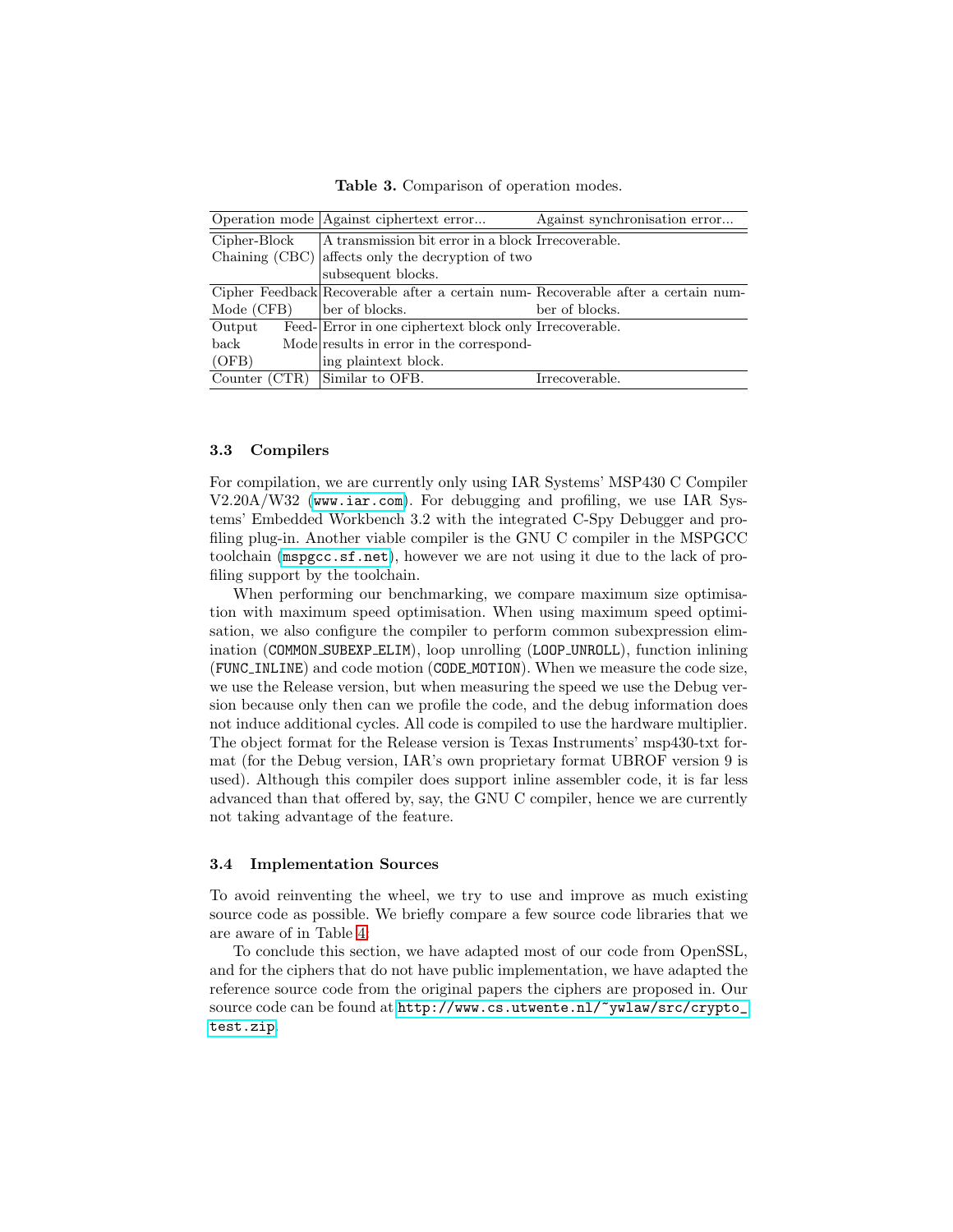**Table 3.** Comparison of operation modes.

| Operation mode | Against ciphertext error... | Against synchronisation error... |
| --- | --- | --- |
| Cipher-Block Chaining (CBC) | A transmission bit error in a block affects only the decryption of two subsequent blocks. | Irrecoverable. |
| Cipher Feedback Mode (CFB) | Recoverable after a certain number of blocks. | Recoverable after a certain number of blocks. |
| Output Feedback Mode (OFB) | Error in one ciphertext block only results in error in the corresponding plaintext block. | Irrecoverable. |
| Counter (CTR) | Similar to OFB. | Irrecoverable. |

### 3.3 Compilers

For compilation, we are currently only using IAR Systems' MSP430 C Compiler V2.20A/W32 (`www.iar.com`). For debugging and profiling, we use IAR Systems' Embedded Workbench 3.2 with the integrated C-Spy Debugger and profiling plug-in. Another viable compiler is the GNU C compiler in the MSPGCC toolchain (`mspgcc.sf.net`), however we are not using it due to the lack of profiling support by the toolchain.

When performing our benchmarking, we compare maximum size optimisation with maximum speed optimisation. When using maximum speed optimisation, we also configure the compiler to perform common subexpression elimination (`COMMON_SUBEXP_ELIM`), loop unrolling (`LOOP_UNROLL`), function inlining (`FUNC_INLINE`) and code motion (`CODE_MOTION`). When we measure the code size, we use the Release version, but when measuring the speed we use the Debug version because only then can we profile the code, and the debug information does not induce additional cycles. All code is compiled to use the hardware multiplier. The object format for the Release version is Texas Instruments' msp430-txt format (for the Debug version, IAR's own proprietary format UBROF version 9 is used). Although this compiler does support inline assembler code, it is far less advanced than that offered by, say, the GNU C compiler, hence we are currently not taking advantage of the feature.

### 3.4 Implementation Sources

To avoid reinventing the wheel, we try to use and improve as much existing source code as possible. We briefly compare a few source code libraries that we are aware of in Table 4.

To conclude this section, we have adapted most of our code from OpenSSL, and for the ciphers that do not have public implementation, we have adapted the reference source code from the original papers the ciphers are proposed in. Our source code can be found at `http://www.cs.utwente.nl/~ywlaw/src/crypto_test.zip`.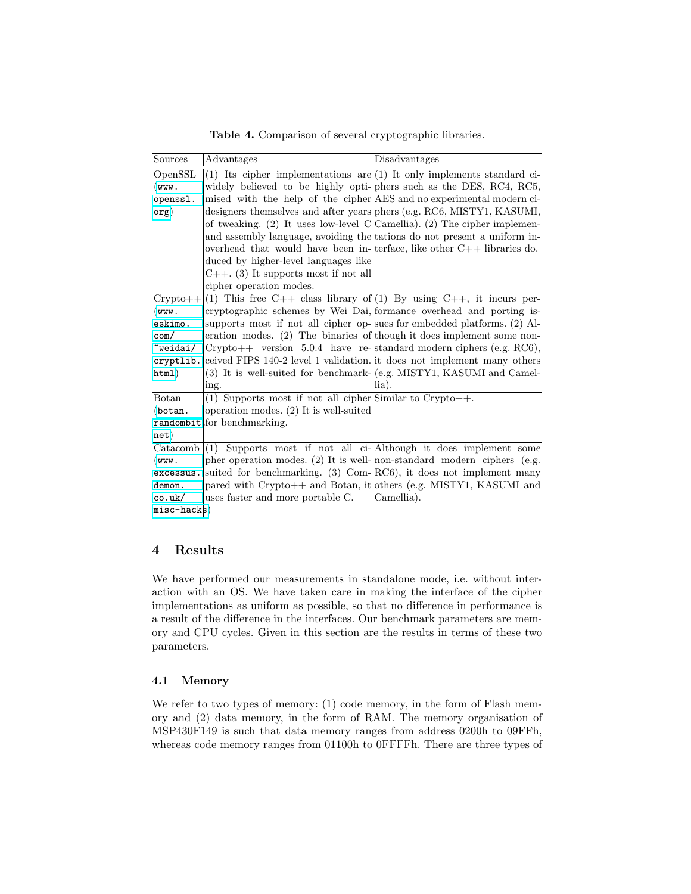**Table 4.** Comparison of several cryptographic libraries.

| Sources | Advantages | Disadvantages |
|---|---|---|
| OpenSSL (www.openssl.org) | (1) Its cipher implementations are widely believed to be highly optimised with the help of the cipher designers themselves and after years of tweaking. (2) It uses low-level C and assembly language, avoiding the overhead that would have been induced by higher-level languages like C++. (3) It supports most if not all cipher operation modes. | (1) It only implements standard ciphers such as the DES, RC4, RC5, AES and no experimental modern ciphers (e.g. RC6, MISTY1, KASUMI, Camellia). (2) The cipher implementations do not present a uniform interface, like other C++ libraries do. |
| Crypto++ (www.eskimo.com/~weidai/cryptlib.html) | (1) This free C++ class library of cryptographic schemes by Wei Dai, supports most if not all cipher operation modes. (2) The binaries of Crypto++ version 5.0.4 have received FIPS 140-2 level 1 validation. (3) It is well-suited for benchmarking. | (1) By using C++, it incurs performance overhead and porting issues for embedded platforms. (2) Although it does implement some non-standard modern ciphers (e.g. RC6), it does not implement many others (e.g. MISTY1, KASUMI and Camellia). |
| Botan (botan.randombit.net) | (1) Supports most if not all cipher operation modes. (2) It is well-suited for benchmarking. | Similar to Crypto++. |
| Catacomb (www.excessus.demon.co.uk/misc-hacks) | (1) Supports most if not all cipher operation modes. (2) It is well-suited for benchmarking. (3) Compared with Crypto++ and Botan, it uses faster and more portable C. | Although it does implement some non-standard modern ciphers (e.g. RC6), it does not implement many others (e.g. MISTY1, KASUMI and Camellia). |

## 4 Results

We have performed our measurements in standalone mode, i.e. without interaction with an OS. We have taken care in making the interface of the cipher implementations as uniform as possible, so that no difference in performance is a result of the difference in the interfaces. Our benchmark parameters are memory and CPU cycles. Given in this section are the results in terms of these two parameters.

### 4.1 Memory

We refer to two types of memory: (1) code memory, in the form of Flash memory and (2) data memory, in the form of RAM. The memory organisation of MSP430F149 is such that data memory ranges from address 0200h to 09FFh, whereas code memory ranges from 01100h to 0FFFFh. There are three types of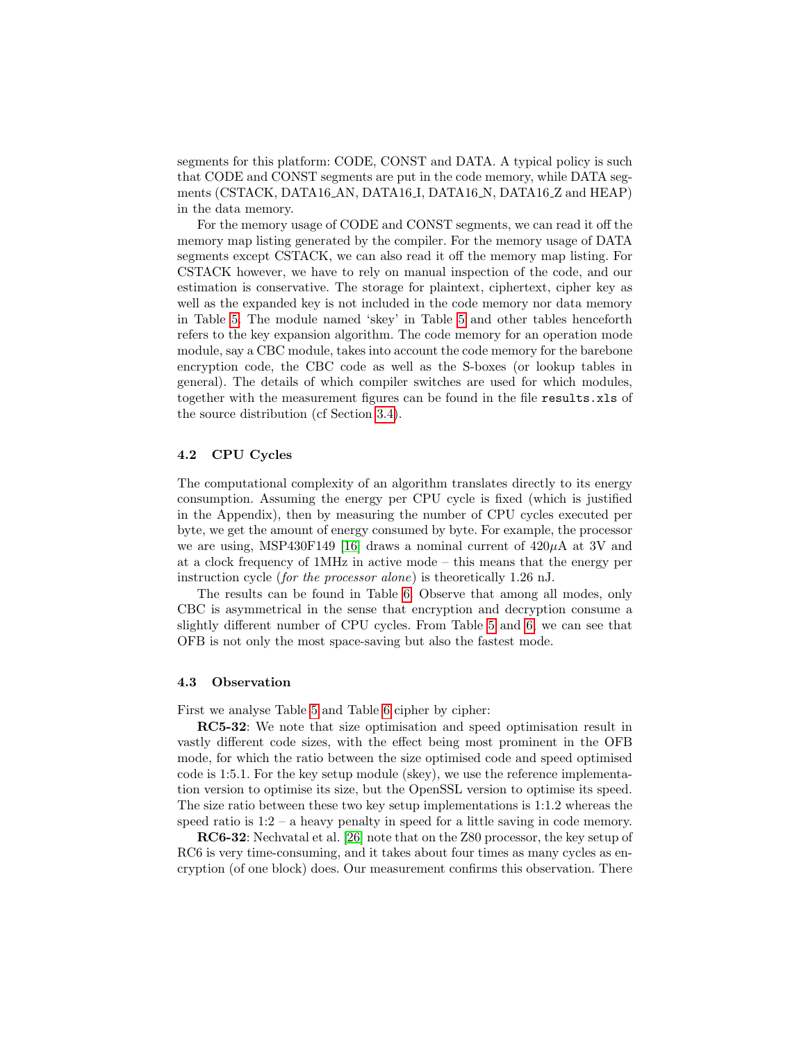segments for this platform: CODE, CONST and DATA. A typical policy is such that CODE and CONST segments are put in the code memory, while DATA segments (CSTACK, DATA16_AN, DATA16_I, DATA16_N, DATA16_Z and HEAP) in the data memory.

For the memory usage of CODE and CONST segments, we can read it off the memory map listing generated by the compiler. For the memory usage of DATA segments except CSTACK, we can also read it off the memory map listing. For CSTACK however, we have to rely on manual inspection of the code, and our estimation is conservative. The storage for plaintext, ciphertext, cipher key as well as the expanded key is not included in the code memory nor data memory in Table 5. The module named 'skey' in Table 5 and other tables henceforth refers to the key expansion algorithm. The code memory for an operation mode module, say a CBC module, takes into account the code memory for the barebone encryption code, the CBC code as well as the S-boxes (or lookup tables in general). The details of which compiler switches are used for which modules, together with the measurement figures can be found in the file `results.xls` of the source distribution (cf Section 3.4).

### 4.2 CPU Cycles

The computational complexity of an algorithm translates directly to its energy consumption. Assuming the energy per CPU cycle is fixed (which is justified in the Appendix), then by measuring the number of CPU cycles executed per byte, we get the amount of energy consumed by byte. For example, the processor we are using, MSP430F149 [16] draws a nominal current of 420$\mu$A at 3V and at a clock frequency of 1MHz in active mode – this means that the energy per instruction cycle (*for the processor alone*) is theoretically 1.26 nJ.

The results can be found in Table 6. Observe that among all modes, only CBC is asymmetrical in the sense that encryption and decryption consume a slightly different number of CPU cycles. From Table 5 and 6, we can see that OFB is not only the most space-saving but also the fastest mode.

### 4.3 Observation

First we analyse Table 5 and Table 6 cipher by cipher:

**RC5-32**: We note that size optimisation and speed optimisation result in vastly different code sizes, with the effect being most prominent in the OFB mode, for which the ratio between the size optimised code and speed optimised code is 1:5.1. For the key setup module (skey), we use the reference implementation version to optimise its size, but the OpenSSL version to optimise its speed. The size ratio between these two key setup implementations is 1:1.2 whereas the speed ratio is 1:2 – a heavy penalty in speed for a little saving in code memory.

**RC6-32**: Nechvatal et al. [26] note that on the Z80 processor, the key setup of RC6 is very time-consuming, and it takes about four times as many cycles as encryption (of one block) does. Our measurement confirms this observation. There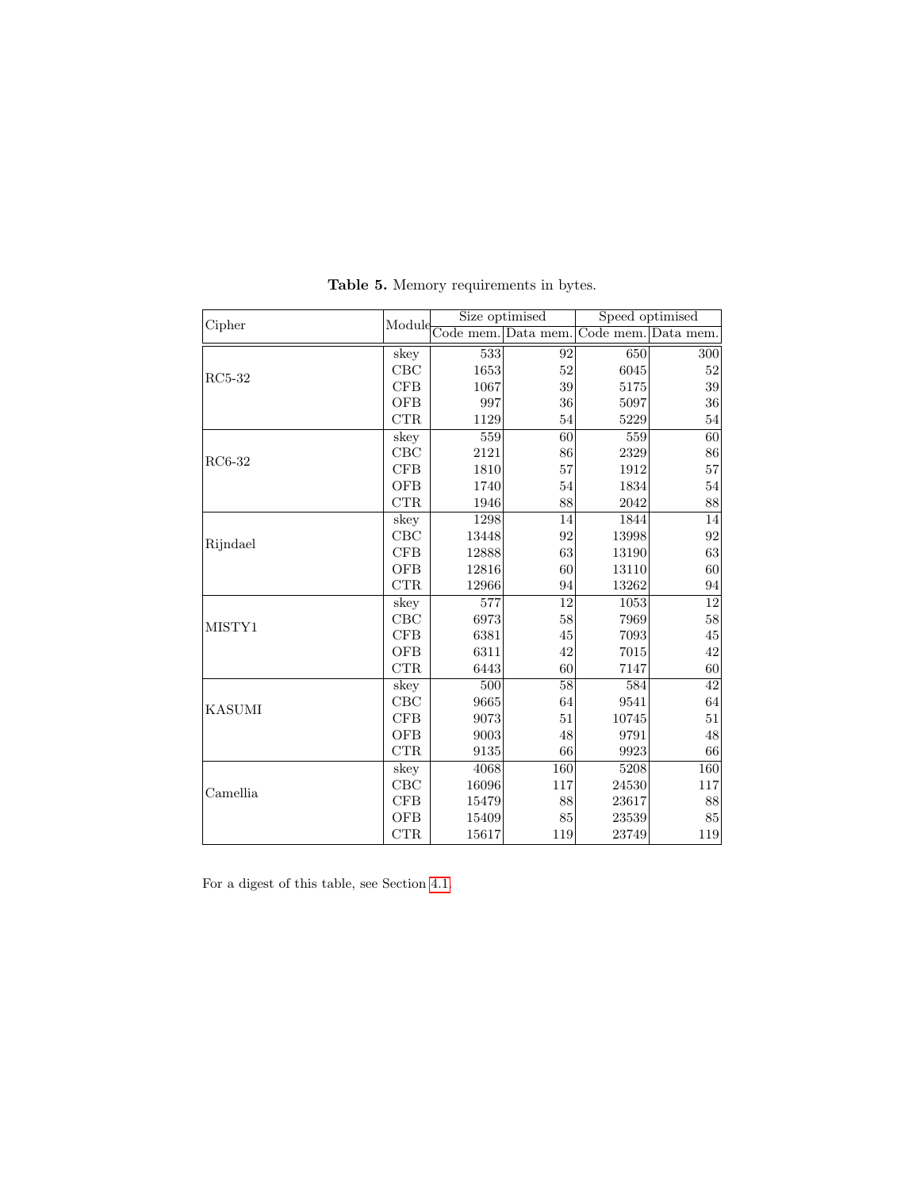**Table 5.** Memory requirements in bytes.

| Cipher | Module | Size optimised | | Speed optimised | |
|---|---|---|---|---|---|
| | | Code mem. | Data mem. | Code mem. | Data mem. |
| RC5-32 | skey | 533 | 92 | 650 | 300 |
| | CBC | 1653 | 52 | 6045 | 52 |
| | CFB | 1067 | 39 | 5175 | 39 |
| | OFB | 997 | 36 | 5097 | 36 |
| | CTR | 1129 | 54 | 5229 | 54 |
| RC6-32 | skey | 559 | 60 | 559 | 60 |
| | CBC | 2121 | 86 | 2329 | 86 |
| | CFB | 1810 | 57 | 1912 | 57 |
| | OFB | 1740 | 54 | 1834 | 54 |
| | CTR | 1946 | 88 | 2042 | 88 |
| Rijndael | skey | 1298 | 14 | 1844 | 14 |
| | CBC | 13448 | 92 | 13998 | 92 |
| | CFB | 12888 | 63 | 13190 | 63 |
| | OFB | 12816 | 60 | 13110 | 60 |
| | CTR | 12966 | 94 | 13262 | 94 |
| MISTY1 | skey | 577 | 12 | 1053 | 12 |
| | CBC | 6973 | 58 | 7969 | 58 |
| | CFB | 6381 | 45 | 7093 | 45 |
| | OFB | 6311 | 42 | 7015 | 42 |
| | CTR | 6443 | 60 | 7147 | 60 |
| KASUMI | skey | 500 | 58 | 584 | 42 |
| | CBC | 9665 | 64 | 9541 | 64 |
| | CFB | 9073 | 51 | 10745 | 51 |
| | OFB | 9003 | 48 | 9791 | 48 |
| | CTR | 9135 | 66 | 9923 | 66 |
| Camellia | skey | 4068 | 160 | 5208 | 160 |
| | CBC | 16096 | 117 | 24530 | 117 |
| | CFB | 15479 | 88 | 23617 | 88 |
| | OFB | 15409 | 85 | 23539 | 85 |
| | CTR | 15617 | 119 | 23749 | 119 |

For a digest of this table, see Section 4.1.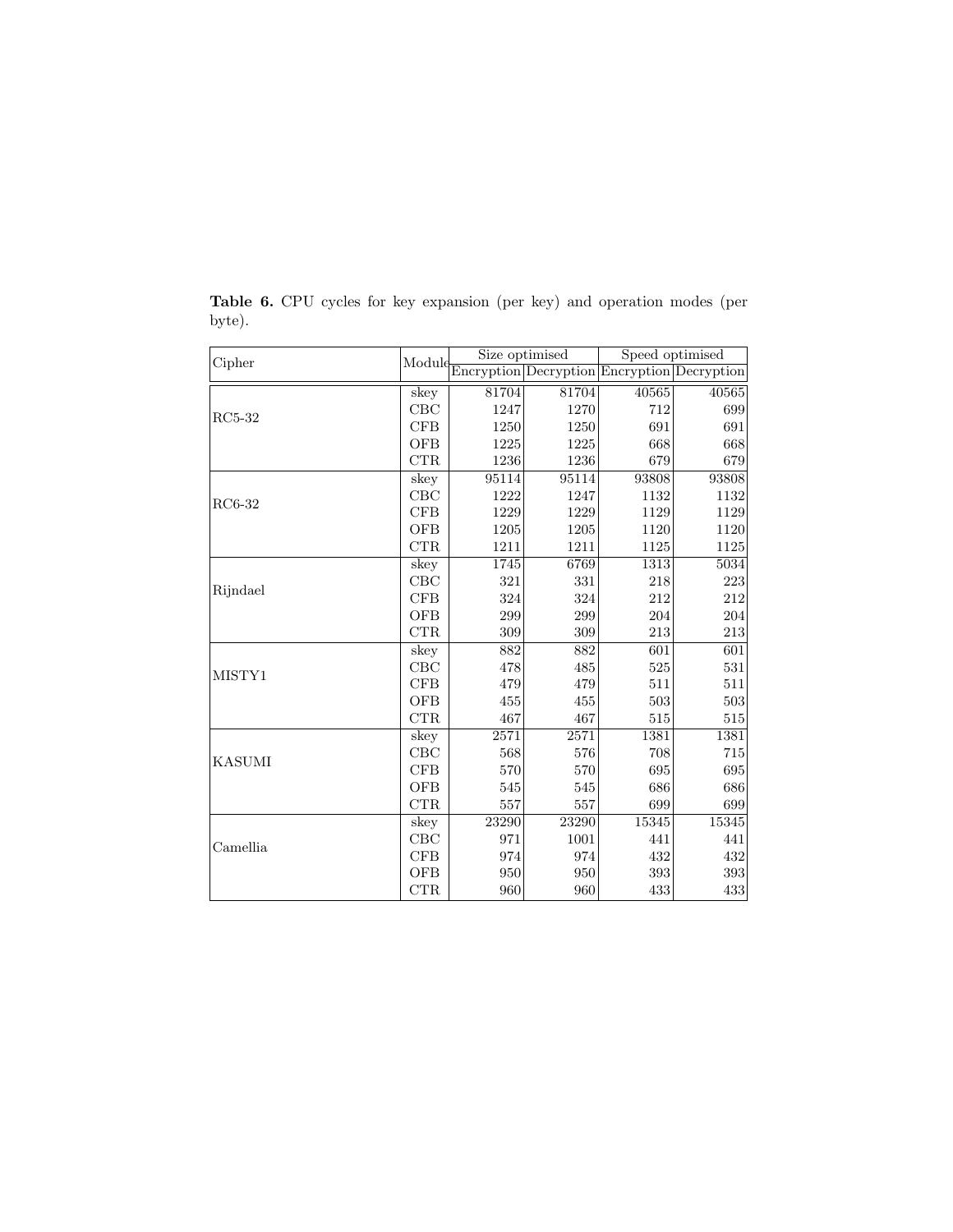**Table 6.** CPU cycles for key expansion (per key) and operation modes (per byte).

| Cipher | Module | Size optimised | | Speed optimised | |
|---|---|---|---|---|---|
| | | Encryption | Decryption | Encryption | Decryption |
| RC5-32 | skey | 81704 | 81704 | 40565 | 40565 |
| | CBC | 1247 | 1270 | 712 | 699 |
| | CFB | 1250 | 1250 | 691 | 691 |
| | OFB | 1225 | 1225 | 668 | 668 |
| | CTR | 1236 | 1236 | 679 | 679 |
| RC6-32 | skey | 95114 | 95114 | 93808 | 93808 |
| | CBC | 1222 | 1247 | 1132 | 1132 |
| | CFB | 1229 | 1229 | 1129 | 1129 |
| | OFB | 1205 | 1205 | 1120 | 1120 |
| | CTR | 1211 | 1211 | 1125 | 1125 |
| Rijndael | skey | 1745 | 6769 | 1313 | 5034 |
| | CBC | 321 | 331 | 218 | 223 |
| | CFB | 324 | 324 | 212 | 212 |
| | OFB | 299 | 299 | 204 | 204 |
| | CTR | 309 | 309 | 213 | 213 |
| MISTY1 | skey | 882 | 882 | 601 | 601 |
| | CBC | 478 | 485 | 525 | 531 |
| | CFB | 479 | 479 | 511 | 511 |
| | OFB | 455 | 455 | 503 | 503 |
| | CTR | 467 | 467 | 515 | 515 |
| KASUMI | skey | 2571 | 2571 | 1381 | 1381 |
| | CBC | 568 | 576 | 708 | 715 |
| | CFB | 570 | 570 | 695 | 695 |
| | OFB | 545 | 545 | 686 | 686 |
| | CTR | 557 | 557 | 699 | 699 |
| Camellia | skey | 23290 | 23290 | 15345 | 15345 |
| | CBC | 971 | 1001 | 441 | 441 |
| | CFB | 974 | 974 | 432 | 432 |
| | OFB | 950 | 950 | 393 | 393 |
| | CTR | 960 | 960 | 433 | 433 |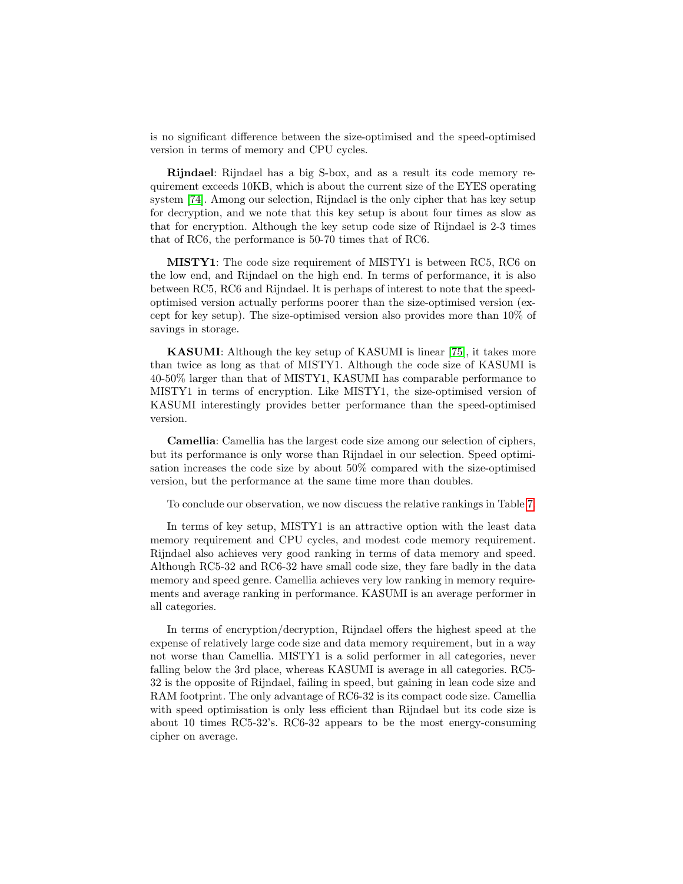is no significant difference between the size-optimised and the speed-optimised version in terms of memory and CPU cycles.

**Rijndael**: Rijndael has a big S-box, and as a result its code memory requirement exceeds 10KB, which is about the current size of the EYES operating system [74]. Among our selection, Rijndael is the only cipher that has key setup for decryption, and we note that this key setup is about four times as slow as that for encryption. Although the key setup code size of Rijndael is 2-3 times that of RC6, the performance is 50-70 times that of RC6.

**MISTY1**: The code size requirement of MISTY1 is between RC5, RC6 on the low end, and Rijndael on the high end. In terms of performance, it is also between RC5, RC6 and Rijndael. It is perhaps of interest to note that the speed-optimised version actually performs poorer than the size-optimised version (except for key setup). The size-optimised version also provides more than 10% of savings in storage.

**KASUMI**: Although the key setup of KASUMI is linear [75], it takes more than twice as long as that of MISTY1. Although the code size of KASUMI is 40-50% larger than that of MISTY1, KASUMI has comparable performance to MISTY1 in terms of encryption. Like MISTY1, the size-optimised version of KASUMI interestingly provides better performance than the speed-optimised version.

**Camellia**: Camellia has the largest code size among our selection of ciphers, but its performance is only worse than Rijndael in our selection. Speed optimisation increases the code size by about 50% compared with the size-optimised version, but the performance at the same time more than doubles.

To conclude our observation, we now discuess the relative rankings in Table 7.

In terms of key setup, MISTY1 is an attractive option with the least data memory requirement and CPU cycles, and modest code memory requirement. Rijndael also achieves very good ranking in terms of data memory and speed. Although RC5-32 and RC6-32 have small code size, they fare badly in the data memory and speed genre. Camellia achieves very low ranking in memory requirements and average ranking in performance. KASUMI is an average performer in all categories.

In terms of encryption/decryption, Rijndael offers the highest speed at the expense of relatively large code size and data memory requirement, but in a way not worse than Camellia. MISTY1 is a solid performer in all categories, never falling below the 3rd place, whereas KASUMI is average in all categories. RC5-32 is the opposite of Rijndael, failing in speed, but gaining in lean code size and RAM footprint. The only advantage of RC6-32 is its compact code size. Camellia with speed optimisation is only less efficient than Rijndael but its code size is about 10 times RC5-32's. RC6-32 appears to be the most energy-consuming cipher on average.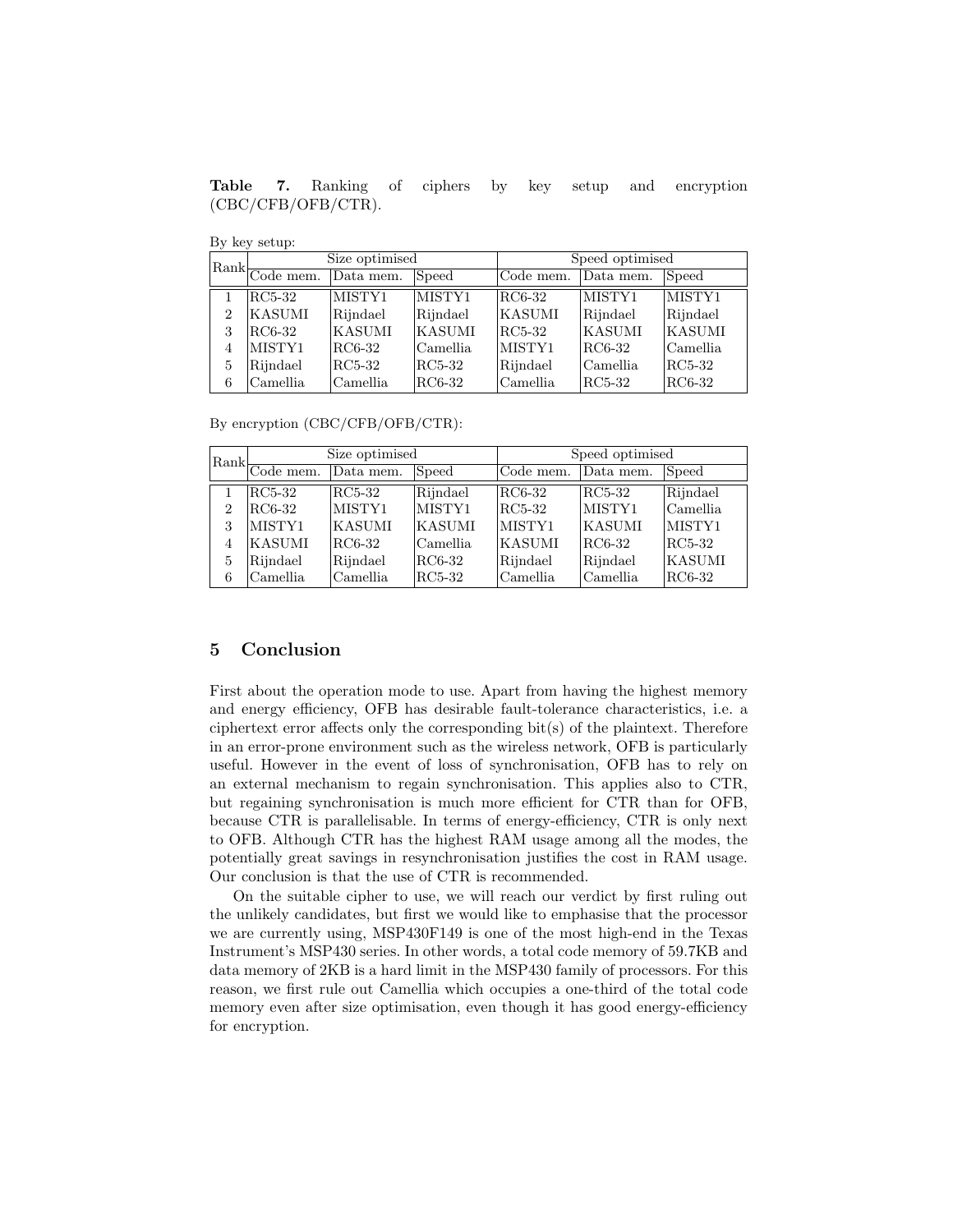**Table 7.** Ranking of ciphers by key setup and encryption (CBC/CFB/OFB/CTR).

By key setup:

| Rank | Size optimised | | | Speed optimised | | |
|---|---|---|---|---|---|---|
| | Code mem. | Data mem. | Speed | Code mem. | Data mem. | Speed |
| 1 | RC5-32 | MISTY1 | MISTY1 | RC6-32 | MISTY1 | MISTY1 |
| 2 | KASUMI | Rijndael | Rijndael | KASUMI | Rijndael | Rijndael |
| 3 | RC6-32 | KASUMI | KASUMI | RC5-32 | KASUMI | KASUMI |
| 4 | MISTY1 | RC6-32 | Camellia | MISTY1 | RC6-32 | Camellia |
| 5 | Rijndael | RC5-32 | RC5-32 | Rijndael | Camellia | RC5-32 |
| 6 | Camellia | Camellia | RC6-32 | Camellia | RC5-32 | RC6-32 |

By encryption (CBC/CFB/OFB/CTR):

| Rank | Size optimised | | | Speed optimised | | |
|---|---|---|---|---|---|---|
| | Code mem. | Data mem. | Speed | Code mem. | Data mem. | Speed |
| 1 | RC5-32 | RC5-32 | Rijndael | RC6-32 | RC5-32 | Rijndael |
| 2 | RC6-32 | MISTY1 | MISTY1 | RC5-32 | MISTY1 | Camellia |
| 3 | MISTY1 | KASUMI | KASUMI | MISTY1 | KASUMI | MISTY1 |
| 4 | KASUMI | RC6-32 | Camellia | KASUMI | RC6-32 | RC5-32 |
| 5 | Rijndael | Rijndael | RC6-32 | Rijndael | Rijndael | KASUMI |
| 6 | Camellia | Camellia | RC5-32 | Camellia | Camellia | RC6-32 |

## 5 Conclusion

First about the operation mode to use. Apart from having the highest memory and energy efficiency, OFB has desirable fault-tolerance characteristics, i.e. a ciphertext error affects only the corresponding bit(s) of the plaintext. Therefore in an error-prone environment such as the wireless network, OFB is particularly useful. However in the event of loss of synchronisation, OFB has to rely on an external mechanism to regain synchronisation. This applies also to CTR, but regaining synchronisation is much more efficient for CTR than for OFB, because CTR is parallelisable. In terms of energy-efficiency, CTR is only next to OFB. Although CTR has the highest RAM usage among all the modes, the potentially great savings in resynchronisation justifies the cost in RAM usage. Our conclusion is that the use of CTR is recommended.

On the suitable cipher to use, we will reach our verdict by first ruling out the unlikely candidates, but first we would like to emphasise that the processor we are currently using, MSP430F149 is one of the most high-end in the Texas Instrument's MSP430 series. In other words, a total code memory of 59.7KB and data memory of 2KB is a hard limit in the MSP430 family of processors. For this reason, we first rule out Camellia which occupies a one-third of the total code memory even after size optimisation, even though it has good energy-efficiency for encryption.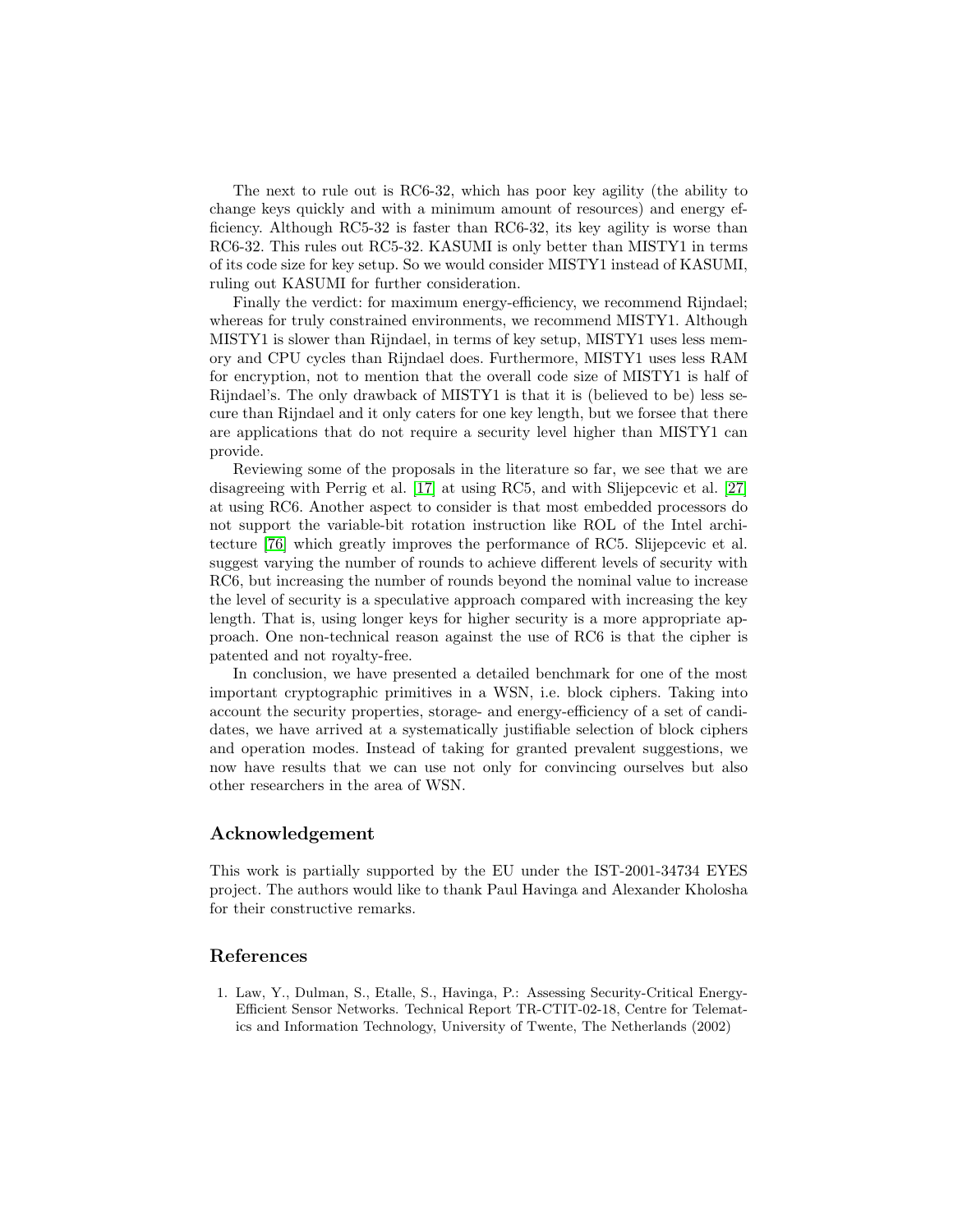The next to rule out is RC6-32, which has poor key agility (the ability to change keys quickly and with a minimum amount of resources) and energy efficiency. Although RC5-32 is faster than RC6-32, its key agility is worse than RC6-32. This rules out RC5-32. KASUMI is only better than MISTY1 in terms of its code size for key setup. So we would consider MISTY1 instead of KASUMI, ruling out KASUMI for further consideration.

Finally the verdict: for maximum energy-efficiency, we recommend Rijndael; whereas for truly constrained environments, we recommend MISTY1. Although MISTY1 is slower than Rijndael, in terms of key setup, MISTY1 uses less memory and CPU cycles than Rijndael does. Furthermore, MISTY1 uses less RAM for encryption, not to mention that the overall code size of MISTY1 is half of Rijndael's. The only drawback of MISTY1 is that it is (believed to be) less secure than Rijndael and it only caters for one key length, but we forsee that there are applications that do not require a security level higher than MISTY1 can provide.

Reviewing some of the proposals in the literature so far, we see that we are disagreeing with Perrig et al. [17] at using RC5, and with Slijepcevic et al. [27] at using RC6. Another aspect to consider is that most embedded processors do not support the variable-bit rotation instruction like ROL of the Intel architecture [76] which greatly improves the performance of RC5. Slijepcevic et al. suggest varying the number of rounds to achieve different levels of security with RC6, but increasing the number of rounds beyond the nominal value to increase the level of security is a speculative approach compared with increasing the key length. That is, using longer keys for higher security is a more appropriate approach. One non-technical reason against the use of RC6 is that the cipher is patented and not royalty-free.

In conclusion, we have presented a detailed benchmark for one of the most important cryptographic primitives in a WSN, i.e. block ciphers. Taking into account the security properties, storage- and energy-efficiency of a set of candidates, we have arrived at a systematically justifiable selection of block ciphers and operation modes. Instead of taking for granted prevalent suggestions, we now have results that we can use not only for convincing ourselves but also other researchers in the area of WSN.

## Acknowledgement

This work is partially supported by the EU under the IST-2001-34734 EYES project. The authors would like to thank Paul Havinga and Alexander Kholosha for their constructive remarks.

## References

1. Law, Y., Dulman, S., Etalle, S., Havinga, P.: Assessing Security-Critical Energy-Efficient Sensor Networks. Technical Report TR-CTIT-02-18, Centre for Telematics and Information Technology, University of Twente, The Netherlands (2002)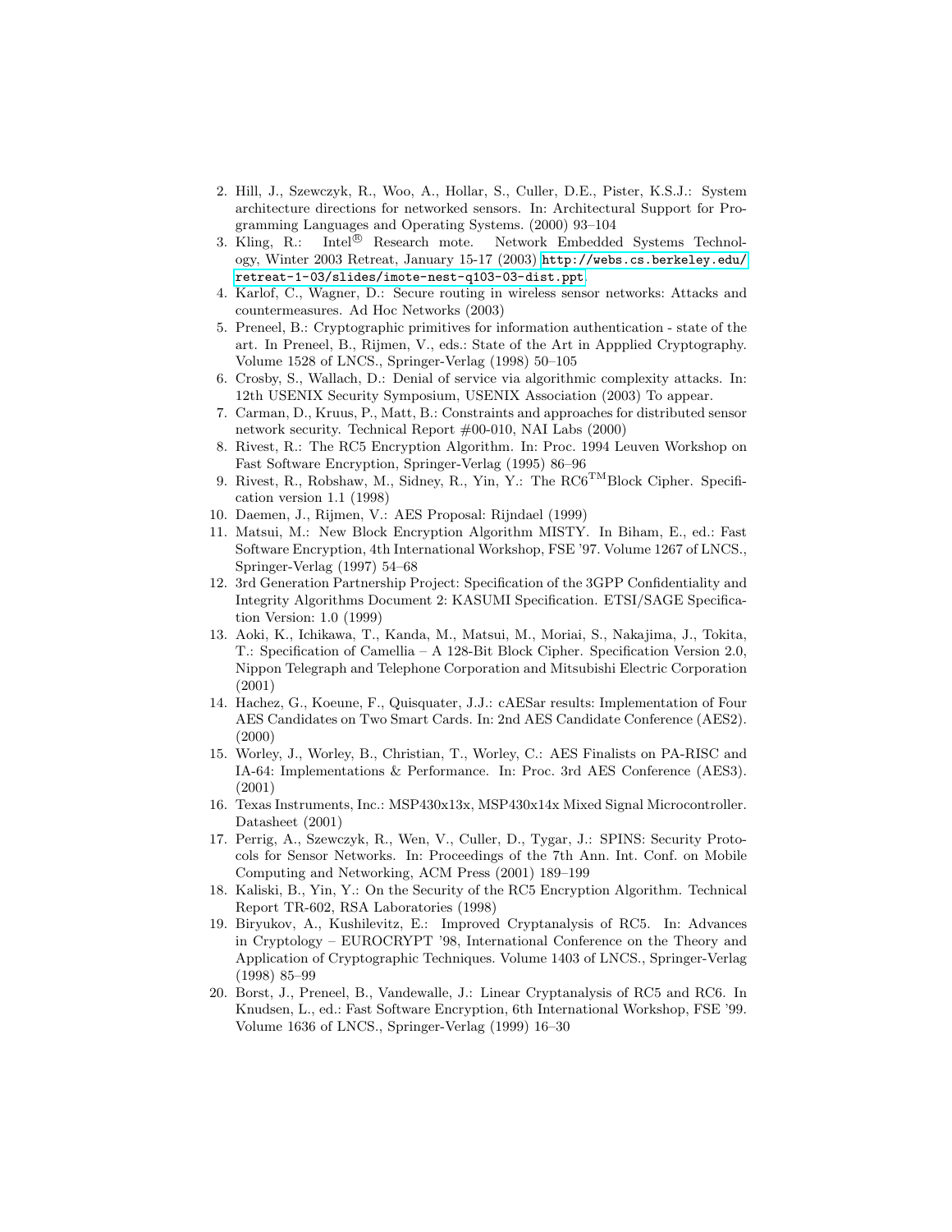2. Hill, J., Szewczyk, R., Woo, A., Hollar, S., Culler, D.E., Pister, K.S.J.: System architecture directions for networked sensors. In: Architectural Support for Programming Languages and Operating Systems. (2000) 93–104
3. Kling, R.: Intel® Research mote. Network Embedded Systems Technology, Winter 2003 Retreat, January 15-17 (2003) http://webs.cs.berkeley.edu/retreat-1-03/slides/imote-nest-q103-03-dist.ppt.
4. Karlof, C., Wagner, D.: Secure routing in wireless sensor networks: Attacks and countermeasures. Ad Hoc Networks (2003)
5. Preneel, B.: Cryptographic primitives for information authentication - state of the art. In Preneel, B., Rijmen, V., eds.: State of the Art in Appplied Cryptography. Volume 1528 of LNCS., Springer-Verlag (1998) 50–105
6. Crosby, S., Wallach, D.: Denial of service via algorithmic complexity attacks. In: 12th USENIX Security Symposium, USENIX Association (2003) To appear.
7. Carman, D., Kruus, P., Matt, B.: Constraints and approaches for distributed sensor network security. Technical Report #00-010, NAI Labs (2000)
8. Rivest, R.: The RC5 Encryption Algorithm. In: Proc. 1994 Leuven Workshop on Fast Software Encryption, Springer-Verlag (1995) 86–96
9. Rivest, R., Robshaw, M., Sidney, R., Yin, Y.: The RC6™Block Cipher. Specification version 1.1 (1998)
10. Daemen, J., Rijmen, V.: AES Proposal: Rijndael (1999)
11. Matsui, M.: New Block Encryption Algorithm MISTY. In Biham, E., ed.: Fast Software Encryption, 4th International Workshop, FSE '97. Volume 1267 of LNCS., Springer-Verlag (1997) 54–68
12. 3rd Generation Partnership Project: Specification of the 3GPP Confidentiality and Integrity Algorithms Document 2: KASUMI Specification. ETSI/SAGE Specification Version: 1.0 (1999)
13. Aoki, K., Ichikawa, T., Kanda, M., Matsui, M., Moriai, S., Nakajima, J., Tokita, T.: Specification of Camellia – A 128-Bit Block Cipher. Specification Version 2.0, Nippon Telegraph and Telephone Corporation and Mitsubishi Electric Corporation (2001)
14. Hachez, G., Koeune, F., Quisquater, J.J.: cAESar results: Implementation of Four AES Candidates on Two Smart Cards. In: 2nd AES Candidate Conference (AES2). (2000)
15. Worley, J., Worley, B., Christian, T., Worley, C.: AES Finalists on PA-RISC and IA-64: Implementations & Performance. In: Proc. 3rd AES Conference (AES3). (2001)
16. Texas Instruments, Inc.: MSP430x13x, MSP430x14x Mixed Signal Microcontroller. Datasheet (2001)
17. Perrig, A., Szewczyk, R., Wen, V., Culler, D., Tygar, J.: SPINS: Security Protocols for Sensor Networks. In: Proceedings of the 7th Ann. Int. Conf. on Mobile Computing and Networking, ACM Press (2001) 189–199
18. Kaliski, B., Yin, Y.: On the Security of the RC5 Encryption Algorithm. Technical Report TR-602, RSA Laboratories (1998)
19. Biryukov, A., Kushilevitz, E.: Improved Cryptanalysis of RC5. In: Advances in Cryptology – EUROCRYPT '98, International Conference on the Theory and Application of Cryptographic Techniques. Volume 1403 of LNCS., Springer-Verlag (1998) 85–99
20. Borst, J., Preneel, B., Vandewalle, J.: Linear Cryptanalysis of RC5 and RC6. In Knudsen, L., ed.: Fast Software Encryption, 6th International Workshop, FSE '99. Volume 1636 of LNCS., Springer-Verlag (1999) 16–30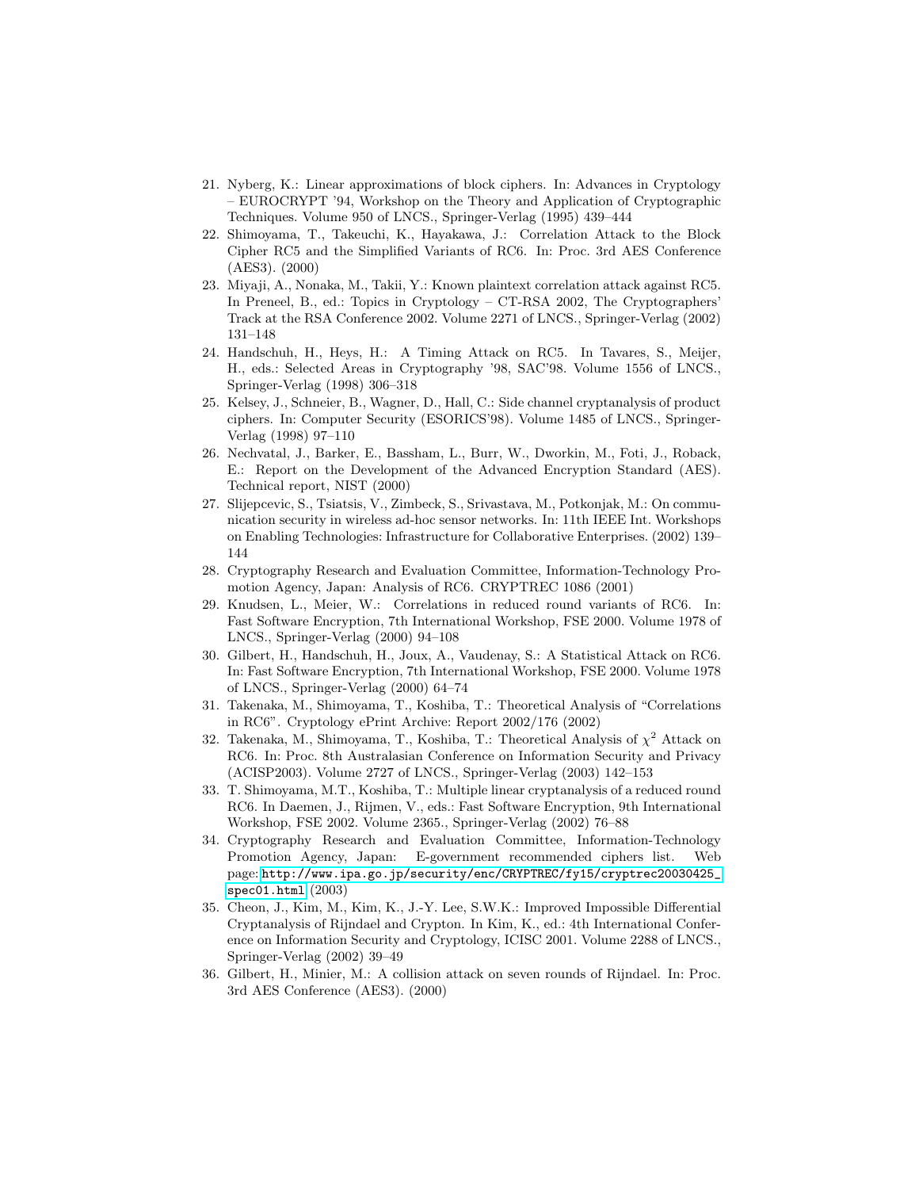21. Nyberg, K.: Linear approximations of block ciphers. In: Advances in Cryptology – EUROCRYPT '94, Workshop on the Theory and Application of Cryptographic Techniques. Volume 950 of LNCS., Springer-Verlag (1995) 439–444
22. Shimoyama, T., Takeuchi, K., Hayakawa, J.: Correlation Attack to the Block Cipher RC5 and the Simplified Variants of RC6. In: Proc. 3rd AES Conference (AES3). (2000)
23. Miyaji, A., Nonaka, M., Takii, Y.: Known plaintext correlation attack against RC5. In Preneel, B., ed.: Topics in Cryptology – CT-RSA 2002, The Cryptographers' Track at the RSA Conference 2002. Volume 2271 of LNCS., Springer-Verlag (2002) 131–148
24. Handschuh, H., Heys, H.: A Timing Attack on RC5. In Tavares, S., Meijer, H., eds.: Selected Areas in Cryptography '98, SAC'98. Volume 1556 of LNCS., Springer-Verlag (1998) 306–318
25. Kelsey, J., Schneier, B., Wagner, D., Hall, C.: Side channel cryptanalysis of product ciphers. In: Computer Security (ESORICS'98). Volume 1485 of LNCS., Springer-Verlag (1998) 97–110
26. Nechvatal, J., Barker, E., Bassham, L., Burr, W., Dworkin, M., Foti, J., Roback, E.: Report on the Development of the Advanced Encryption Standard (AES). Technical report, NIST (2000)
27. Slijepcevic, S., Tsiatsis, V., Zimbeck, S., Srivastava, M., Potkonjak, M.: On communication security in wireless ad-hoc sensor networks. In: 11th IEEE Int. Workshops on Enabling Technologies: Infrastructure for Collaborative Enterprises. (2002) 139–144
28. Cryptography Research and Evaluation Committee, Information-Technology Promotion Agency, Japan: Analysis of RC6. CRYPTREC 1086 (2001)
29. Knudsen, L., Meier, W.: Correlations in reduced round variants of RC6. In: Fast Software Encryption, 7th International Workshop, FSE 2000. Volume 1978 of LNCS., Springer-Verlag (2000) 94–108
30. Gilbert, H., Handschuh, H., Joux, A., Vaudenay, S.: A Statistical Attack on RC6. In: Fast Software Encryption, 7th International Workshop, FSE 2000. Volume 1978 of LNCS., Springer-Verlag (2000) 64–74
31. Takenaka, M., Shimoyama, T., Koshiba, T.: Theoretical Analysis of "Correlations in RC6". Cryptology ePrint Archive: Report 2002/176 (2002)
32. Takenaka, M., Shimoyama, T., Koshiba, T.: Theoretical Analysis of $\chi^2$ Attack on RC6. In: Proc. 8th Australasian Conference on Information Security and Privacy (ACISP2003). Volume 2727 of LNCS., Springer-Verlag (2003) 142–153
33. T. Shimoyama, M.T., Koshiba, T.: Multiple linear cryptanalysis of a reduced round RC6. In Daemen, J., Rijmen, V., eds.: Fast Software Encryption, 9th International Workshop, FSE 2002. Volume 2365., Springer-Verlag (2002) 76–88
34. Cryptography Research and Evaluation Committee, Information-Technology Promotion Agency, Japan: E-government recommended ciphers list. Web page: http://www.ipa.go.jp/security/enc/CRYPTREC/fy15/cryptrec20030425_spec01.html (2003)
35. Cheon, J., Kim, M., Kim, K., J.-Y. Lee, S.W.K.: Improved Impossible Differential Cryptanalysis of Rijndael and Crypton. In Kim, K., ed.: 4th International Conference on Information Security and Cryptology, ICISC 2001. Volume 2288 of LNCS., Springer-Verlag (2002) 39–49
36. Gilbert, H., Minier, M.: A collision attack on seven rounds of Rijndael. In: Proc. 3rd AES Conference (AES3). (2000)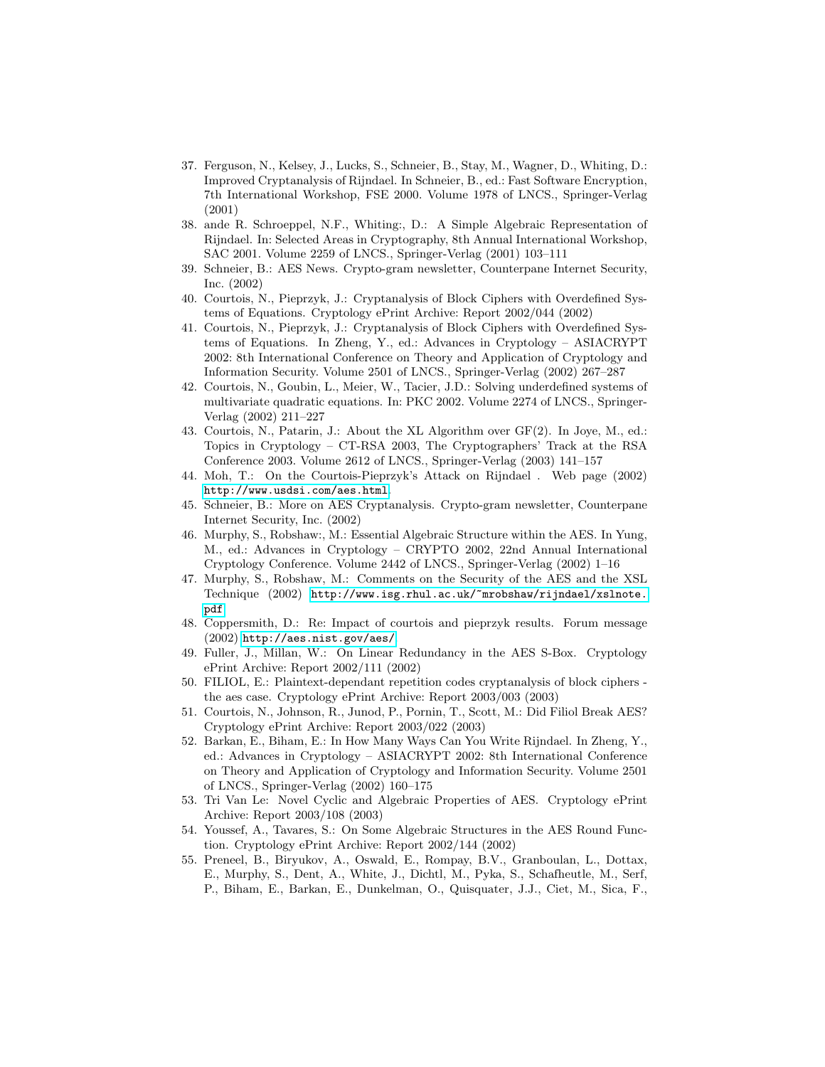37. Ferguson, N., Kelsey, J., Lucks, S., Schneier, B., Stay, M., Wagner, D., Whiting, D.: Improved Cryptanalysis of Rijndael. In Schneier, B., ed.: Fast Software Encryption, 7th International Workshop, FSE 2000. Volume 1978 of LNCS., Springer-Verlag (2001)
38. ande R. Schroeppel, N.F., Whiting:, D.: A Simple Algebraic Representation of Rijndael. In: Selected Areas in Cryptography, 8th Annual International Workshop, SAC 2001. Volume 2259 of LNCS., Springer-Verlag (2001) 103–111
39. Schneier, B.: AES News. Crypto-gram newsletter, Counterpane Internet Security, Inc. (2002)
40. Courtois, N., Pieprzyk, J.: Cryptanalysis of Block Ciphers with Overdefined Systems of Equations. Cryptology ePrint Archive: Report 2002/044 (2002)
41. Courtois, N., Pieprzyk, J.: Cryptanalysis of Block Ciphers with Overdefined Systems of Equations. In Zheng, Y., ed.: Advances in Cryptology – ASIACRYPT 2002: 8th International Conference on Theory and Application of Cryptology and Information Security. Volume 2501 of LNCS., Springer-Verlag (2002) 267–287
42. Courtois, N., Goubin, L., Meier, W., Tacier, J.D.: Solving underdefined systems of multivariate quadratic equations. In: PKC 2002. Volume 2274 of LNCS., Springer-Verlag (2002) 211–227
43. Courtois, N., Patarin, J.: About the XL Algorithm over GF(2). In Joye, M., ed.: Topics in Cryptology – CT-RSA 2003, The Cryptographers' Track at the RSA Conference 2003. Volume 2612 of LNCS., Springer-Verlag (2003) 141–157
44. Moh, T.: On the Courtois-Pieprzyk's Attack on Rijndael . Web page (2002) http://www.usdsi.com/aes.html.
45. Schneier, B.: More on AES Cryptanalysis. Crypto-gram newsletter, Counterpane Internet Security, Inc. (2002)
46. Murphy, S., Robshaw:, M.: Essential Algebraic Structure within the AES. In Yung, M., ed.: Advances in Cryptology – CRYPTO 2002, 22nd Annual International Cryptology Conference. Volume 2442 of LNCS., Springer-Verlag (2002) 1–16
47. Murphy, S., Robshaw, M.: Comments on the Security of the AES and the XSL Technique (2002) http://www.isg.rhul.ac.uk/~mrobshaw/rijndael/xslnote.pdf.
48. Coppersmith, D.: Re: Impact of courtois and pieprzyk results. Forum message (2002) http://aes.nist.gov/aes/.
49. Fuller, J., Millan, W.: On Linear Redundancy in the AES S-Box. Cryptology ePrint Archive: Report 2002/111 (2002)
50. FILIOL, E.: Plaintext-dependant repetition codes cryptanalysis of block ciphers - the aes case. Cryptology ePrint Archive: Report 2003/003 (2003)
51. Courtois, N., Johnson, R., Junod, P., Pornin, T., Scott, M.: Did Filiol Break AES? Cryptology ePrint Archive: Report 2003/022 (2003)
52. Barkan, E., Biham, E.: In How Many Ways Can You Write Rijndael. In Zheng, Y., ed.: Advances in Cryptology – ASIACRYPT 2002: 8th International Conference on Theory and Application of Cryptology and Information Security. Volume 2501 of LNCS., Springer-Verlag (2002) 160–175
53. Tri Van Le: Novel Cyclic and Algebraic Properties of AES. Cryptology ePrint Archive: Report 2003/108 (2003)
54. Youssef, A., Tavares, S.: On Some Algebraic Structures in the AES Round Function. Cryptology ePrint Archive: Report 2002/144 (2002)
55. Preneel, B., Biryukov, A., Oswald, E., Rompay, B.V., Granboulan, L., Dottax, E., Murphy, S., Dent, A., White, J., Dichtl, M., Pyka, S., Schafheutle, M., Serf, P., Biham, E., Barkan, E., Dunkelman, O., Quisquater, J.J., Ciet, M., Sica, F.,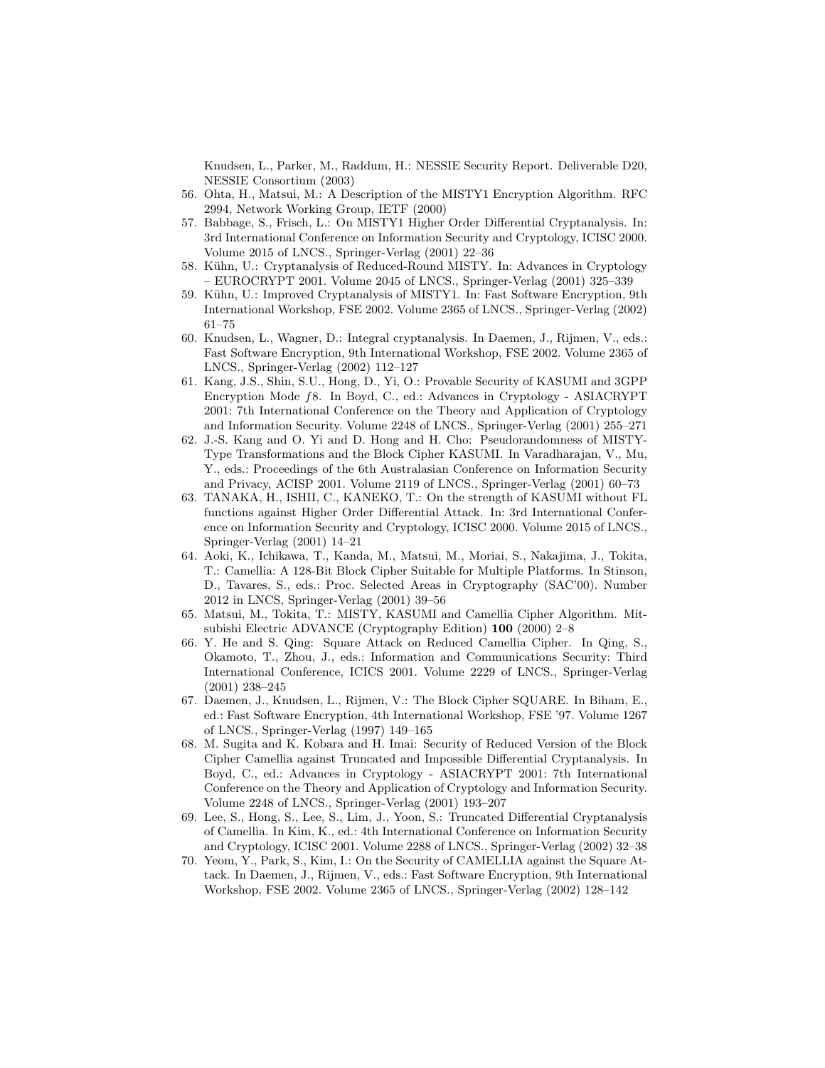Knudsen, L., Parker, M., Raddum, H.: NESSIE Security Report. Deliverable D20, NESSIE Consortium (2003)

56. Ohta, H., Matsui, M.: A Description of the MISTY1 Encryption Algorithm. RFC 2994, Network Working Group, IETF (2000)
57. Babbage, S., Frisch, L.: On MISTY1 Higher Order Differential Cryptanalysis. In: 3rd International Conference on Information Security and Cryptology, ICISC 2000. Volume 2015 of LNCS., Springer-Verlag (2001) 22–36
58. Kühn, U.: Cryptanalysis of Reduced-Round MISTY. In: Advances in Cryptology – EUROCRYPT 2001. Volume 2045 of LNCS., Springer-Verlag (2001) 325–339
59. Kühn, U.: Improved Cryptanalysis of MISTY1. In: Fast Software Encryption, 9th International Workshop, FSE 2002. Volume 2365 of LNCS., Springer-Verlag (2002) 61–75
60. Knudsen, L., Wagner, D.: Integral cryptanalysis. In Daemen, J., Rijmen, V., eds.: Fast Software Encryption, 9th International Workshop, FSE 2002. Volume 2365 of LNCS., Springer-Verlag (2002) 112–127
61. Kang, J.S., Shin, S.U., Hong, D., Yi, O.: Provable Security of KASUMI and 3GPP Encryption Mode $f8$. In Boyd, C., ed.: Advances in Cryptology - ASIACRYPT 2001: 7th International Conference on the Theory and Application of Cryptology and Information Security. Volume 2248 of LNCS., Springer-Verlag (2001) 255–271
62. J.-S. Kang and O. Yi and D. Hong and H. Cho: Pseudorandomness of MISTY-Type Transformations and the Block Cipher KASUMI. In Varadharajan, V., Mu, Y., eds.: Proceedings of the 6th Australasian Conference on Information Security and Privacy, ACISP 2001. Volume 2119 of LNCS., Springer-Verlag (2001) 60–73
63. TANAKA, H., ISHII, C., KANEKO, T.: On the strength of KASUMI without FL functions against Higher Order Differential Attack. In: 3rd International Conference on Information Security and Cryptology, ICISC 2000. Volume 2015 of LNCS., Springer-Verlag (2001) 14–21
64. Aoki, K., Ichikawa, T., Kanda, M., Matsui, M., Moriai, S., Nakajima, J., Tokita, T.: Camellia: A 128-Bit Block Cipher Suitable for Multiple Platforms. In Stinson, D., Tavares, S., eds.: Proc. Selected Areas in Cryptography (SAC'00). Number 2012 in LNCS, Springer-Verlag (2001) 39–56
65. Matsui, M., Tokita, T.: MISTY, KASUMI and Camellia Cipher Algorithm. Mitsubishi Electric ADVANCE (Cryptography Edition) **100** (2000) 2–8
66. Y. He and S. Qing: Square Attack on Reduced Camellia Cipher. In Qing, S., Okamoto, T., Zhou, J., eds.: Information and Communications Security: Third International Conference, ICICS 2001. Volume 2229 of LNCS., Springer-Verlag (2001) 238–245
67. Daemen, J., Knudsen, L., Rijmen, V.: The Block Cipher SQUARE. In Biham, E., ed.: Fast Software Encryption, 4th International Workshop, FSE '97. Volume 1267 of LNCS., Springer-Verlag (1997) 149–165
68. M. Sugita and K. Kobara and H. Imai: Security of Reduced Version of the Block Cipher Camellia against Truncated and Impossible Differential Cryptanalysis. In Boyd, C., ed.: Advances in Cryptology - ASIACRYPT 2001: 7th International Conference on the Theory and Application of Cryptology and Information Security. Volume 2248 of LNCS., Springer-Verlag (2001) 193–207
69. Lee, S., Hong, S., Lee, S., Lim, J., Yoon, S.: Truncated Differential Cryptanalysis of Camellia. In Kim, K., ed.: 4th International Conference on Information Security and Cryptology, ICISC 2001. Volume 2288 of LNCS., Springer-Verlag (2002) 32–38
70. Yeom, Y., Park, S., Kim, I.: On the Security of CAMELLIA against the Square Attack. In Daemen, J., Rijmen, V., eds.: Fast Software Encryption, 9th International Workshop, FSE 2002. Volume 2365 of LNCS., Springer-Verlag (2002) 128–142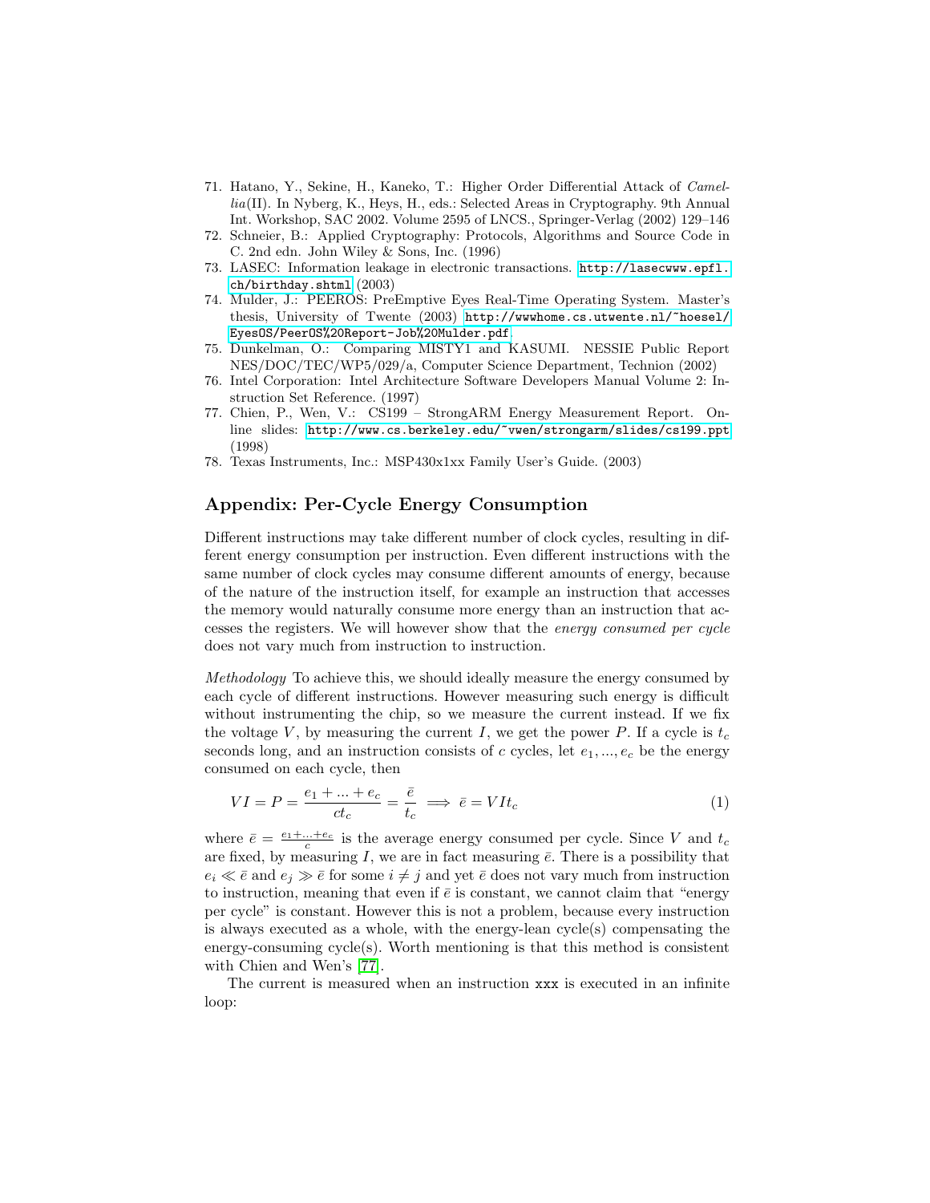71. Hatano, Y., Sekine, H., Kaneko, T.: Higher Order Differential Attack of *Camellia*(II). In Nyberg, K., Heys, H., eds.: Selected Areas in Cryptography. 9th Annual Int. Workshop, SAC 2002. Volume 2595 of LNCS., Springer-Verlag (2002) 129–146
72. Schneier, B.: Applied Cryptography: Protocols, Algorithms and Source Code in C. 2nd edn. John Wiley & Sons, Inc. (1996)
73. LASEC: Information leakage in electronic transactions. `http://lasecwww.epfl.ch/birthday.shtml` (2003)
74. Mulder, J.: PEEROS: PreEmptive Eyes Real-Time Operating System. Master's thesis, University of Twente (2003) `http://wwwhome.cs.utwente.nl/~hoesel/EyesOS/PeerOS%20Report-Job%20Mulder.pdf`
75. Dunkelman, O.: Comparing MISTY1 and KASUMI. NESSIE Public Report NES/DOC/TEC/WP5/029/a, Computer Science Department, Technion (2002)
76. Intel Corporation: Intel Architecture Software Developers Manual Volume 2: Instruction Set Reference. (1997)
77. Chien, P., Wen, V.: CS199 – StrongARM Energy Measurement Report. Online slides: `http://www.cs.berkeley.edu/~vwen/strongarm/slides/cs199.ppt` (1998)
78. Texas Instruments, Inc.: MSP430x1xx Family User's Guide. (2003)

## Appendix: Per-Cycle Energy Consumption

Different instructions may take different number of clock cycles, resulting in different energy consumption per instruction. Even different instructions with the same number of clock cycles may consume different amounts of energy, because of the nature of the instruction itself, for example an instruction that accesses the memory would naturally consume more energy than an instruction that accesses the registers. We will however show that the *energy consumed per cycle* does not vary much from instruction to instruction.

*Methodology* To achieve this, we should ideally measure the energy consumed by each cycle of different instructions. However measuring such energy is difficult without instrumenting the chip, so we measure the current instead. If we fix the voltage $V$, by measuring the current $I$, we get the power $P$. If a cycle is $t_c$ seconds long, and an instruction consists of $c$ cycles, let $e_1, ..., e_c$ be the energy consumed on each cycle, then

$$VI = P = \frac{e_1 + ... + e_c}{ct_c} = \frac{\bar{e}}{t_c} \implies \bar{e} = VIt_c \tag{1}$$

where $\bar{e} = \frac{e_1 + ... + e_c}{c}$ is the average energy consumed per cycle. Since $V$ and $t_c$ are fixed, by measuring $I$, we are in fact measuring $\bar{e}$. There is a possibility that $e_i \ll \bar{e}$ and $e_j \gg \bar{e}$ for some $i \neq j$ and yet $\bar{e}$ does not vary much from instruction to instruction, meaning that even if $\bar{e}$ is constant, we cannot claim that "energy per cycle" is constant. However this is not a problem, because every instruction is always executed as a whole, with the energy-lean cycle(s) compensating the energy-consuming cycle(s). Worth mentioning is that this method is consistent with Chien and Wen's [77].

The current is measured when an instruction `xxx` is executed in an infinite loop: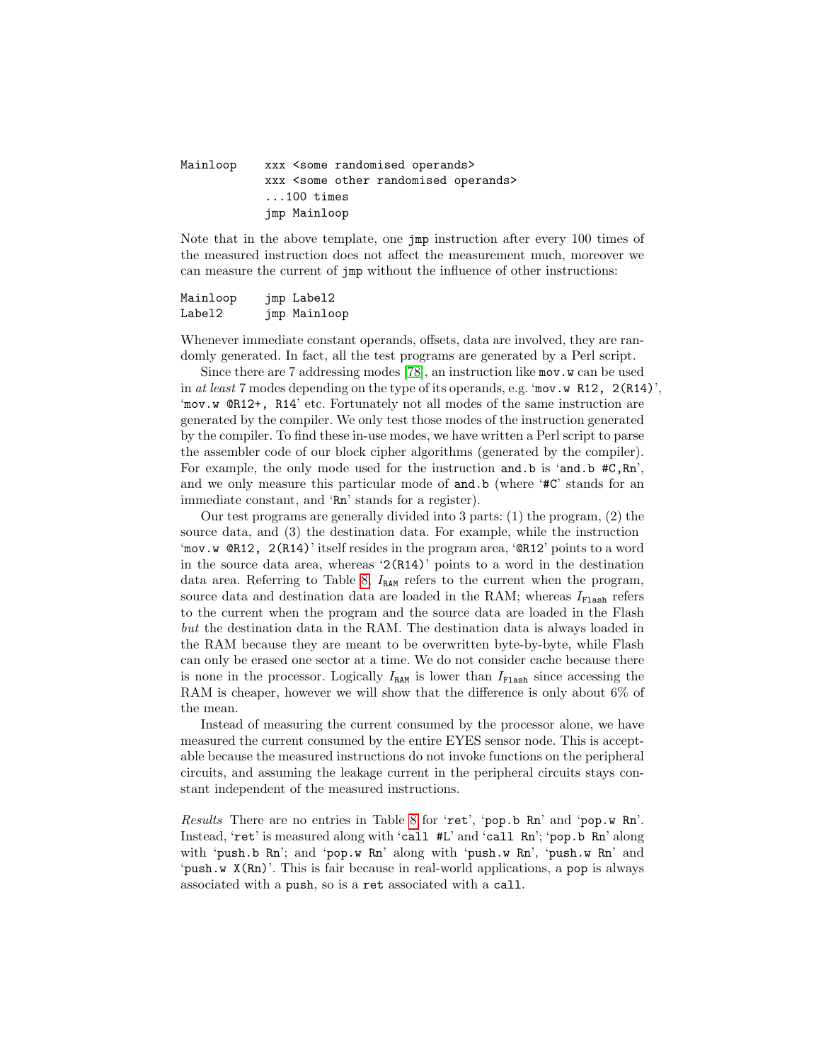```
Mainloop    xxx <some randomised operands>
            xxx <some other randomised operands>
            ...100 times
            jmp Mainloop
```

Note that in the above template, one `jmp` instruction after every 100 times of the measured instruction does not affect the measurement much, moreover we can measure the current of `jmp` without the influence of other instructions:

```
Mainloop    jmp Label2
Label2      jmp Mainloop
```

Whenever immediate constant operands, offsets, data are involved, they are randomly generated. In fact, all the test programs are generated by a Perl script.

Since there are 7 addressing modes [78], an instruction like `mov.w` can be used in *at least* 7 modes depending on the type of its operands, e.g. '`mov.w R12, 2(R14)`', '`mov.w @R12+, R14`' etc. Fortunately not all modes of the same instruction are generated by the compiler. We only test those modes of the instruction generated by the compiler. To find these in-use modes, we have written a Perl script to parse the assembler code of our block cipher algorithms (generated by the compiler). For example, the only mode used for the instruction `and.b` is '`and.b #C,Rn`', and we only measure this particular mode of `and.b` (where '`#C`' stands for an immediate constant, and '`Rn`' stands for a register).

Our test programs are generally divided into 3 parts: (1) the program, (2) the source data, and (3) the destination data. For example, while the instruction '`mov.w @R12, 2(R14)`' itself resides in the program area, '`@R12`' points to a word in the source data area, whereas '`2(R14)`' points to a word in the destination data area. Referring to Table 8, $I_{\texttt{RAM}}$ refers to the current when the program, source data and destination data are loaded in the RAM; whereas $I_{\texttt{Flash}}$ refers to the current when the program and the source data are loaded in the Flash *but* the destination data in the RAM. The destination data is always loaded in the RAM because they are meant to be overwritten byte-by-byte, while Flash can only be erased one sector at a time. We do not consider cache because there is none in the processor. Logically $I_{\texttt{RAM}}$ is lower than $I_{\texttt{Flash}}$ since accessing the RAM is cheaper, however we will show that the difference is only about 6% of the mean.

Instead of measuring the current consumed by the processor alone, we have measured the current consumed by the entire EYES sensor node. This is acceptable because the measured instructions do not invoke functions on the peripheral circuits, and assuming the leakage current in the peripheral circuits stays constant independent of the measured instructions.

*Results* There are no entries in Table 8 for '`ret`', '`pop.b Rn`' and '`pop.w Rn`'. Instead, '`ret`' is measured along with '`call #L`' and '`call Rn`'; '`pop.b Rn`' along with '`push.b Rn`'; and '`pop.w Rn`' along with '`push.w Rn`', '`push.w Rn`' and '`push.w X(Rn)`'. This is fair because in real-world applications, a `pop` is always associated with a `push`, so is a `ret` associated with a `call`.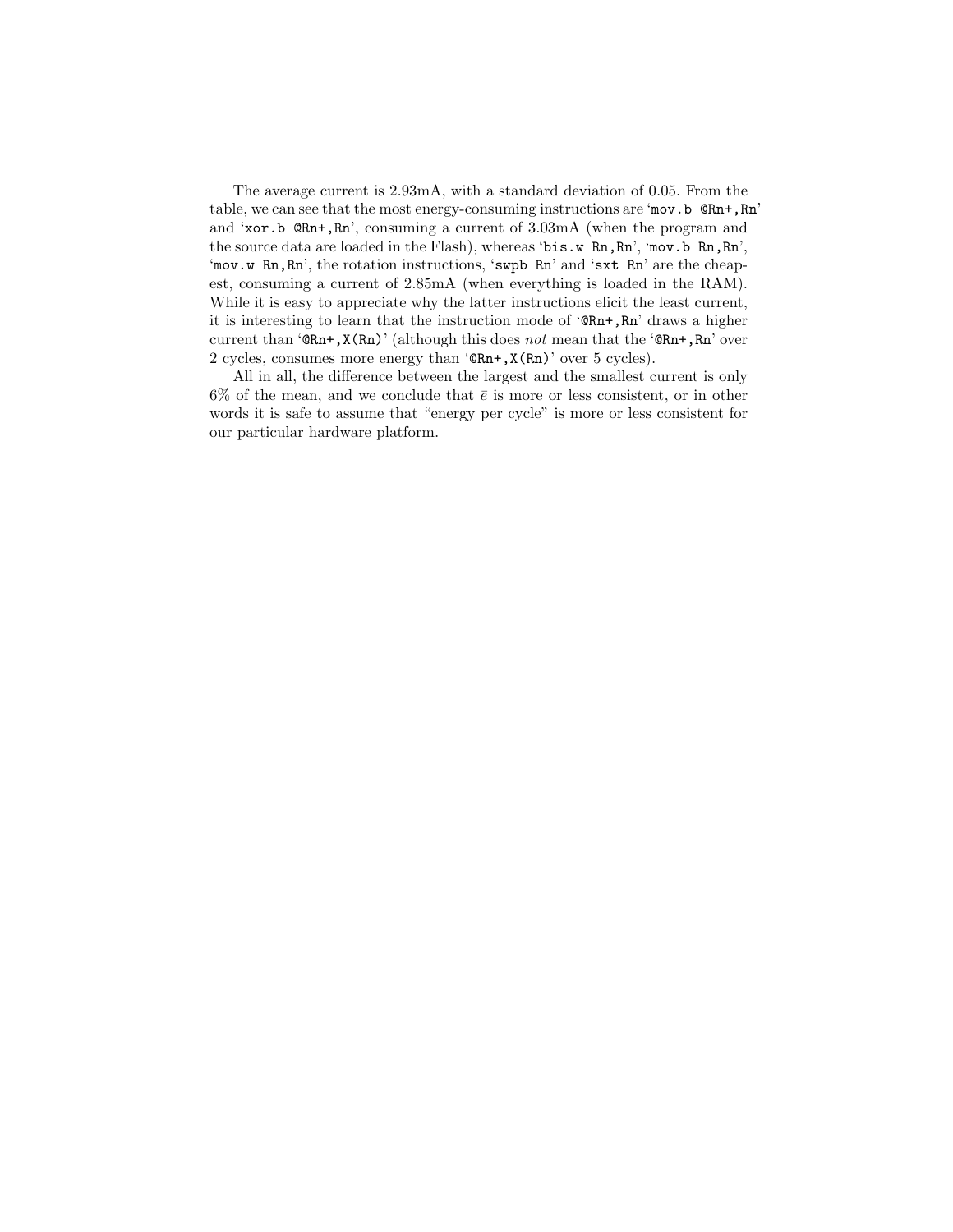The average current is 2.93mA, with a standard deviation of 0.05. From the table, we can see that the most energy-consuming instructions are '`mov.b @Rn+,Rn`' and '`xor.b @Rn+,Rn`', consuming a current of 3.03mA (when the program and the source data are loaded in the Flash), whereas '`bis.w Rn,Rn`', '`mov.b Rn,Rn`', '`mov.w Rn,Rn`', the rotation instructions, '`swpb Rn`' and '`sxt Rn`' are the cheapest, consuming a current of 2.85mA (when everything is loaded in the RAM). While it is easy to appreciate why the latter instructions elicit the least current, it is interesting to learn that the instruction mode of '`@Rn+,Rn`' draws a higher current than '`@Rn+,X(Rn)`' (although this does *not* mean that the '`@Rn+,Rn`' over 2 cycles, consumes more energy than '`@Rn+,X(Rn)`' over 5 cycles).

All in all, the difference between the largest and the smallest current is only 6% of the mean, and we conclude that $\bar{e}$ is more or less consistent, or in other words it is safe to assume that "energy per cycle" is more or less consistent for our particular hardware platform.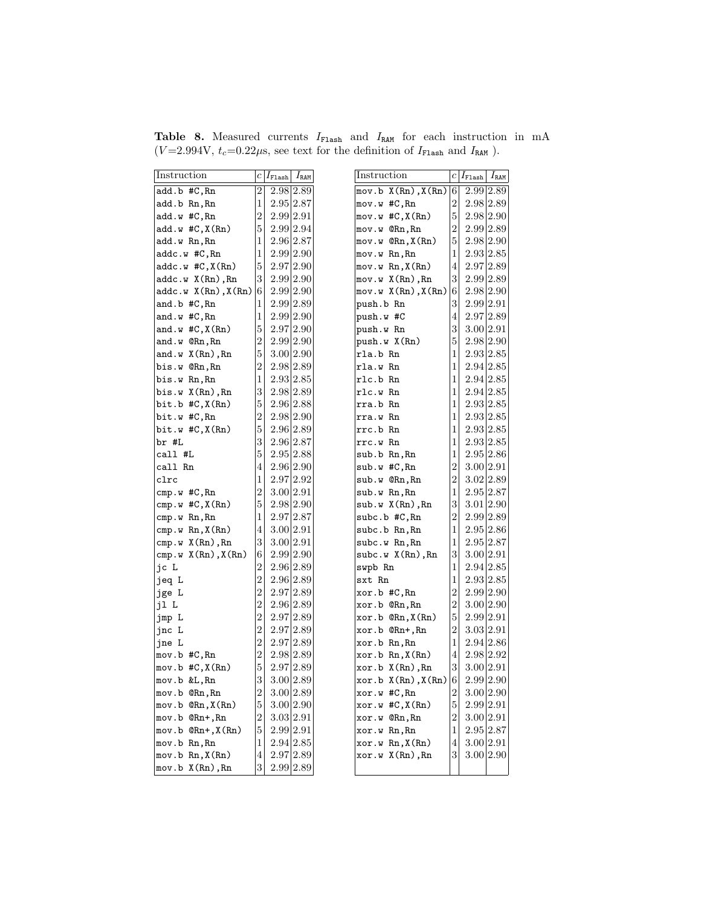**Table 8.** Measured currents $I_{\texttt{Flash}}$ and $I_{\texttt{RAM}}$ for each instruction in mA ($V$=2.994V, $t_c$=0.22$\mu$s, see text for the definition of $I_{\texttt{Flash}}$ and $I_{\texttt{RAM}}$ ).

| Instruction | $c$ | $I_{\texttt{Flash}}$ | $I_{\texttt{RAM}}$ |
|---|---|---|---|
| add.b #C,Rn | 2 | 2.98 | 2.89 |
| add.b Rn,Rn | 1 | 2.95 | 2.87 |
| add.w #C,Rn | 2 | 2.99 | 2.91 |
| add.w #C,X(Rn) | 5 | 2.99 | 2.94 |
| add.w Rn,Rn | 1 | 2.96 | 2.87 |
| addc.w #C,Rn | 1 | 2.99 | 2.90 |
| addc.w #C,X(Rn) | 5 | 2.97 | 2.90 |
| addc.w X(Rn),Rn | 3 | 2.99 | 2.90 |
| addc.w X(Rn),X(Rn) | 6 | 2.99 | 2.90 |
| and.b #C,Rn | 1 | 2.99 | 2.89 |
| and.w #C,Rn | 1 | 2.99 | 2.90 |
| and.w #C,X(Rn) | 5 | 2.97 | 2.90 |
| and.w @Rn,Rn | 2 | 2.99 | 2.90 |
| and.w X(Rn),Rn | 5 | 3.00 | 2.90 |
| bis.w @Rn,Rn | 2 | 2.98 | 2.89 |
| bis.w Rn,Rn | 1 | 2.93 | 2.85 |
| bis.w X(Rn),Rn | 3 | 2.98 | 2.89 |
| bit.b #C,X(Rn) | 5 | 2.96 | 2.88 |
| bit.w #C,Rn | 2 | 2.98 | 2.90 |
| bit.w #C,X(Rn) | 5 | 2.96 | 2.89 |
| br #L | 3 | 2.96 | 2.87 |
| call #L | 5 | 2.95 | 2.88 |
| call Rn | 4 | 2.96 | 2.90 |
| clrc | 1 | 2.97 | 2.92 |
| cmp.w #C,Rn | 2 | 3.00 | 2.91 |
| cmp.w #C,X(Rn) | 5 | 2.98 | 2.90 |
| cmp.w Rn,Rn | 1 | 2.97 | 2.87 |
| cmp.w Rn,X(Rn) | 4 | 3.00 | 2.91 |
| cmp.w X(Rn),Rn | 3 | 3.00 | 2.91 |
| cmp.w X(Rn),X(Rn) | 6 | 2.99 | 2.90 |
| jc L | 2 | 2.96 | 2.89 |
| jeq L | 2 | 2.96 | 2.89 |
| jge L | 2 | 2.97 | 2.89 |
| jl L | 2 | 2.96 | 2.89 |
| jmp L | 2 | 2.97 | 2.89 |
| jnc L | 2 | 2.97 | 2.89 |
| jne L | 2 | 2.97 | 2.89 |
| mov.b #C,Rn | 2 | 2.98 | 2.89 |
| mov.b #C,X(Rn) | 5 | 2.97 | 2.89 |
| mov.b &L,Rn | 3 | 3.00 | 2.89 |
| mov.b @Rn,Rn | 2 | 3.00 | 2.89 |
| mov.b @Rn,X(Rn) | 5 | 3.00 | 2.90 |
| mov.b @Rn+,Rn | 2 | 3.03 | 2.91 |
| mov.b @Rn+,X(Rn) | 5 | 2.99 | 2.91 |
| mov.b Rn,Rn | 1 | 2.94 | 2.85 |
| mov.b Rn,X(Rn) | 4 | 2.97 | 2.89 |
| mov.b X(Rn),Rn | 3 | 2.99 | 2.89 |
| mov.b X(Rn),X(Rn) | 6 | 2.99 | 2.89 |
| mov.w #C,Rn | 2 | 2.98 | 2.89 |
| mov.w #C,X(Rn) | 5 | 2.98 | 2.90 |
| mov.w @Rn,Rn | 2 | 2.99 | 2.89 |
| mov.w @Rn,X(Rn) | 5 | 2.98 | 2.90 |
| mov.w Rn,Rn | 1 | 2.93 | 2.85 |
| mov.w Rn,X(Rn) | 4 | 2.97 | 2.89 |
| mov.w X(Rn),Rn | 3 | 2.99 | 2.89 |
| mov.w X(Rn),X(Rn) | 6 | 2.98 | 2.90 |
| push.b Rn | 3 | 2.99 | 2.91 |
| push.w #C | 4 | 2.97 | 2.89 |
| push.w Rn | 3 | 3.00 | 2.91 |
| push.w X(Rn) | 5 | 2.98 | 2.90 |
| rla.b Rn | 1 | 2.93 | 2.85 |
| rla.w Rn | 1 | 2.94 | 2.85 |
| rlc.b Rn | 1 | 2.94 | 2.85 |
| rlc.w Rn | 1 | 2.94 | 2.85 |
| rra.b Rn | 1 | 2.93 | 2.85 |
| rra.w Rn | 1 | 2.93 | 2.85 |
| rrc.b Rn | 1 | 2.93 | 2.85 |
| rrc.w Rn | 1 | 2.93 | 2.85 |
| sub.b Rn,Rn | 1 | 2.95 | 2.86 |
| sub.w #C,Rn | 2 | 3.00 | 2.91 |
| sub.w @Rn,Rn | 2 | 3.02 | 2.89 |
| sub.w Rn,Rn | 1 | 2.95 | 2.87 |
| sub.w X(Rn),Rn | 3 | 3.01 | 2.90 |
| subc.b #C,Rn | 2 | 2.99 | 2.89 |
| subc.b Rn,Rn | 1 | 2.95 | 2.86 |
| subc.w Rn,Rn | 1 | 2.95 | 2.87 |
| subc.w X(Rn),Rn | 3 | 3.00 | 2.91 |
| swpb Rn | 1 | 2.94 | 2.85 |
| sxt Rn | 1 | 2.93 | 2.85 |
| xor.b #C,Rn | 2 | 2.99 | 2.90 |
| xor.b @Rn,Rn | 2 | 3.00 | 2.90 |
| xor.b @Rn,X(Rn) | 5 | 2.99 | 2.91 |
| xor.b @Rn+,Rn | 2 | 3.03 | 2.91 |
| xor.b Rn,Rn | 1 | 2.94 | 2.86 |
| xor.b Rn,X(Rn) | 4 | 2.98 | 2.92 |
| xor.b X(Rn),Rn | 3 | 3.00 | 2.91 |
| xor.b X(Rn),X(Rn) | 6 | 2.99 | 2.90 |
| xor.w #C,Rn | 2 | 3.00 | 2.90 |
| xor.w #C,X(Rn) | 5 | 2.99 | 2.91 |
| xor.w @Rn,Rn | 2 | 3.00 | 2.91 |
| xor.w Rn,Rn | 1 | 2.95 | 2.87 |
| xor.w Rn,X(Rn) | 4 | 3.00 | 2.91 |
| xor.w X(Rn),Rn | 3 | 3.00 | 2.90 |